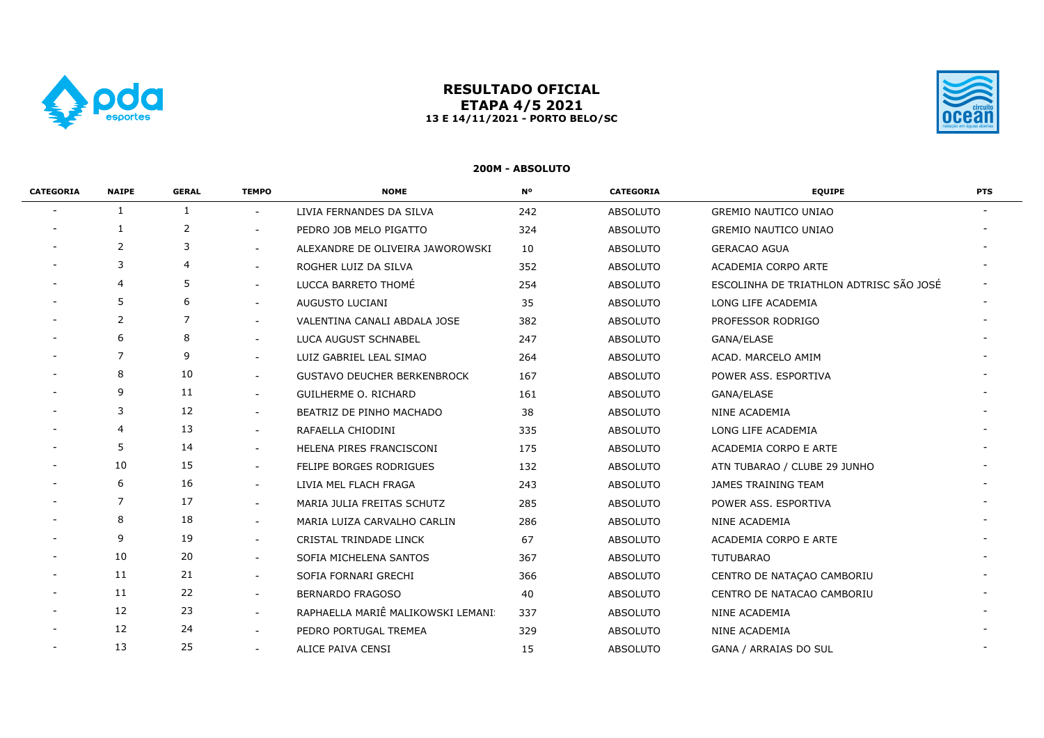# RESULTADO OFICIAL
## ETAPA 4/5 2021
### 13 E 14/11/2021 - PORTO BELO/SC

### 200M - ABSOLUTO

| CATEGORIA | NAIPE | GERAL | TEMPO | NOME | Nº | CATEGORIA | EQUIPE | PTS |
|---|---|---|---|---|---|---|---|---|
| - | 1 | 1 | - | LIVIA FERNANDES DA SILVA | 242 | ABSOLUTO | GREMIO NAUTICO UNIAO | - |
| - | 1 | 2 | - | PEDRO JOB MELO PIGATTO | 324 | ABSOLUTO | GREMIO NAUTICO UNIAO | - |
| - | 2 | 3 | - | ALEXANDRE DE OLIVEIRA JAWOROWSKI | 10 | ABSOLUTO | GERACAO AGUA | - |
| - | 3 | 4 | - | ROGHER LUIZ DA SILVA | 352 | ABSOLUTO | ACADEMIA CORPO ARTE | - |
| - | 4 | 5 | - | LUCCA BARRETO THOMÉ | 254 | ABSOLUTO | ESCOLINHA DE TRIATHLON ADTRISC SÃO JOSÉ | - |
| - | 5 | 6 | - | AUGUSTO LUCIANI | 35 | ABSOLUTO | LONG LIFE ACADEMIA | - |
| - | 2 | 7 | - | VALENTINA CANALI ABDALA JOSE | 382 | ABSOLUTO | PROFESSOR RODRIGO | - |
| - | 6 | 8 | - | LUCA AUGUST SCHNABEL | 247 | ABSOLUTO | GANA/ELASE | - |
| - | 7 | 9 | - | LUIZ GABRIEL LEAL SIMAO | 264 | ABSOLUTO | ACAD. MARCELO AMIM | - |
| - | 8 | 10 | - | GUSTAVO DEUCHER BERKENBROCK | 167 | ABSOLUTO | POWER ASS. ESPORTIVA | - |
| - | 9 | 11 | - | GUILHERME O. RICHARD | 161 | ABSOLUTO | GANA/ELASE | - |
| - | 3 | 12 | - | BEATRIZ DE PINHO MACHADO | 38 | ABSOLUTO | NINE ACADEMIA | - |
| - | 4 | 13 | - | RAFAELLA CHIODINI | 335 | ABSOLUTO | LONG LIFE ACADEMIA | - |
| - | 5 | 14 | - | HELENA PIRES FRANCISCONI | 175 | ABSOLUTO | ACADEMIA CORPO E ARTE | - |
| - | 10 | 15 | - | FELIPE BORGES RODRIGUES | 132 | ABSOLUTO | ATN TUBARAO / CLUBE 29 JUNHO | - |
| - | 6 | 16 | - | LIVIA MEL FLACH FRAGA | 243 | ABSOLUTO | JAMES TRAINING TEAM | - |
| - | 7 | 17 | - | MARIA JULIA FREITAS SCHUTZ | 285 | ABSOLUTO | POWER ASS. ESPORTIVA | - |
| - | 8 | 18 | - | MARIA LUIZA CARVALHO CARLIN | 286 | ABSOLUTO | NINE ACADEMIA | - |
| - | 9 | 19 | - | CRISTAL TRINDADE LINCK | 67 | ABSOLUTO | ACADEMIA CORPO E ARTE | - |
| - | 10 | 20 | - | SOFIA MICHELENA SANTOS | 367 | ABSOLUTO | TUTUBARAO | - |
| - | 11 | 21 | - | SOFIA FORNARI GRECHI | 366 | ABSOLUTO | CENTRO DE NATAÇAO CAMBORIU | - |
| - | 11 | 22 | - | BERNARDO FRAGOSO | 40 | ABSOLUTO | CENTRO DE NATACAO CAMBORIU | - |
| - | 12 | 23 | - | RAPHAELLA MARIÊ MALIKOWSKI LEMANI | 337 | ABSOLUTO | NINE ACADEMIA | - |
| - | 12 | 24 | - | PEDRO PORTUGAL TREMEA | 329 | ABSOLUTO | NINE ACADEMIA | - |
| - | 13 | 25 | - | ALICE PAIVA CENSI | 15 | ABSOLUTO | GANA / ARRAIAS DO SUL | - |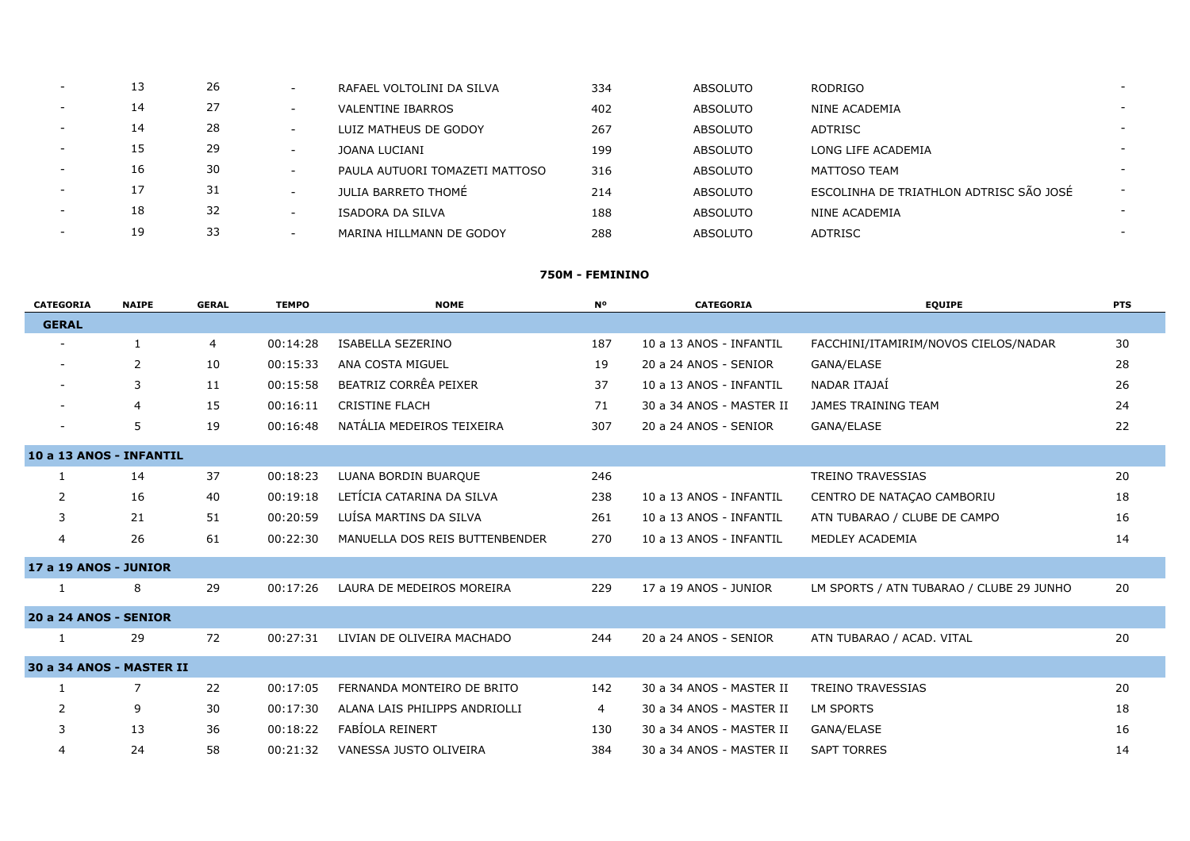| | | | | | | | | |
|---|---|---|---|---|---|---|---|---|
| - | 13 | 26 | - | RAFAEL VOLTOLINI DA SILVA | 334 | ABSOLUTO | RODRIGO | - |
| - | 14 | 27 | - | VALENTINE IBARROS | 402 | ABSOLUTO | NINE ACADEMIA | - |
| - | 14 | 28 | - | LUIZ MATHEUS DE GODOY | 267 | ABSOLUTO | ADTRISC | - |
| - | 15 | 29 | - | JOANA LUCIANI | 199 | ABSOLUTO | LONG LIFE ACADEMIA | - |
| - | 16 | 30 | - | PAULA AUTUORI TOMAZETI MATTOSO | 316 | ABSOLUTO | MATTOSO TEAM | - |
| - | 17 | 31 | - | JULIA BARRETO THOMÉ | 214 | ABSOLUTO | ESCOLINHA DE TRIATHLON ADTRISC SÃO JOSÉ | - |
| - | 18 | 32 | - | ISADORA DA SILVA | 188 | ABSOLUTO | NINE ACADEMIA | - |
| - | 19 | 33 | - | MARINA HILLMANN DE GODOY | 288 | ABSOLUTO | ADTRISC | - |

## 750M - FEMININO

| CATEGORIA | NAIPE | GERAL | TEMPO | NOME | Nº | CATEGORIA | EQUIPE | PTS |
|---|---|---|---|---|---|---|---|---|
| **GERAL** | | | | | | | | |
| - | 1 | 4 | 00:14:28 | ISABELLA SEZERINO | 187 | 10 a 13 ANOS - INFANTIL | FACCHINI/ITAMIRIM/NOVOS CIELOS/NADAR | 30 |
| - | 2 | 10 | 00:15:33 | ANA COSTA MIGUEL | 19 | 20 a 24 ANOS - SENIOR | GANA/ELASE | 28 |
| - | 3 | 11 | 00:15:58 | BEATRIZ CORRÊA PEIXER | 37 | 10 a 13 ANOS - INFANTIL | NADAR ITAJAÍ | 26 |
| - | 4 | 15 | 00:16:11 | CRISTINE FLACH | 71 | 30 a 34 ANOS - MASTER II | JAMES TRAINING TEAM | 24 |
| - | 5 | 19 | 00:16:48 | NATÁLIA MEDEIROS TEIXEIRA | 307 | 20 a 24 ANOS - SENIOR | GANA/ELASE | 22 |
| **10 a 13 ANOS - INFANTIL** | | | | | | | | |
| 1 | 14 | 37 | 00:18:23 | LUANA BORDIN BUARQUE | 246 | | TREINO TRAVESSIAS | 20 |
| 2 | 16 | 40 | 00:19:18 | LETÍCIA CATARINA DA SILVA | 238 | 10 a 13 ANOS - INFANTIL | CENTRO DE NATAÇAO CAMBORIU | 18 |
| 3 | 21 | 51 | 00:20:59 | LUÍSA MARTINS DA SILVA | 261 | 10 a 13 ANOS - INFANTIL | ATN TUBARAO / CLUBE DE CAMPO | 16 |
| 4 | 26 | 61 | 00:22:30 | MANUELLA DOS REIS BUTTENBENDER | 270 | 10 a 13 ANOS - INFANTIL | MEDLEY ACADEMIA | 14 |
| **17 a 19 ANOS - JUNIOR** | | | | | | | | |
| 1 | 8 | 29 | 00:17:26 | LAURA DE MEDEIROS MOREIRA | 229 | 17 a 19 ANOS - JUNIOR | LM SPORTS / ATN TUBARAO / CLUBE 29 JUNHO | 20 |
| **20 a 24 ANOS - SENIOR** | | | | | | | | |
| 1 | 29 | 72 | 00:27:31 | LIVIAN DE OLIVEIRA MACHADO | 244 | 20 a 24 ANOS - SENIOR | ATN TUBARAO / ACAD. VITAL | 20 |
| **30 a 34 ANOS - MASTER II** | | | | | | | | |
| 1 | 7 | 22 | 00:17:05 | FERNANDA MONTEIRO DE BRITO | 142 | 30 a 34 ANOS - MASTER II | TREINO TRAVESSIAS | 20 |
| 2 | 9 | 30 | 00:17:30 | ALANA LAIS PHILIPPS ANDRIOLLI | 4 | 30 a 34 ANOS - MASTER II | LM SPORTS | 18 |
| 3 | 13 | 36 | 00:18:22 | FABÍOLA REINERT | 130 | 30 a 34 ANOS - MASTER II | GANA/ELASE | 16 |
| 4 | 24 | 58 | 00:21:32 | VANESSA JUSTO OLIVEIRA | 384 | 30 a 34 ANOS - MASTER II | SAPT TORRES | 14 |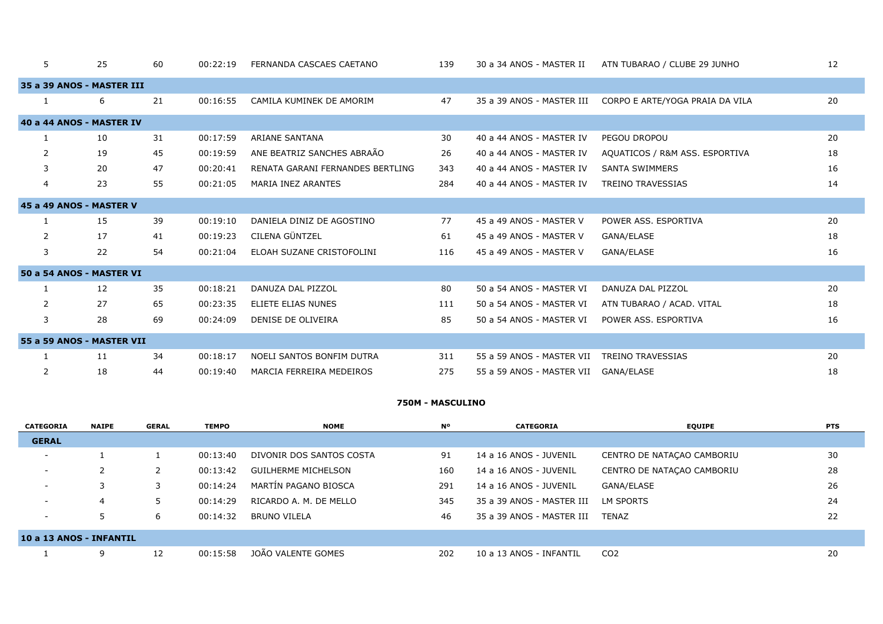| | | | | | | | | |
|---|---|---|---|---|---|---|---|---|
| 5 | 25 | 60 | 00:22:19 | FERNANDA CASCAES CAETANO | 139 | 30 a 34 ANOS - MASTER II | ATN TUBARAO / CLUBE 29 JUNHO | 12 |
| **35 a 39 ANOS - MASTER III** | | | | | | | | |
| 1 | 6 | 21 | 00:16:55 | CAMILA KUMINEK DE AMORIM | 47 | 35 a 39 ANOS - MASTER III | CORPO E ARTE/YOGA PRAIA DA VILA | 20 |
| **40 a 44 ANOS - MASTER IV** | | | | | | | | |
| 1 | 10 | 31 | 00:17:59 | ARIANE SANTANA | 30 | 40 a 44 ANOS - MASTER IV | PEGOU DROPOU | 20 |
| 2 | 19 | 45 | 00:19:59 | ANE BEATRIZ SANCHES ABRAÃO | 26 | 40 a 44 ANOS - MASTER IV | AQUATICOS / R&M ASS. ESPORTIVA | 18 |
| 3 | 20 | 47 | 00:20:41 | RENATA GARANI FERNANDES BERTLING | 343 | 40 a 44 ANOS - MASTER IV | SANTA SWIMMERS | 16 |
| 4 | 23 | 55 | 00:21:05 | MARIA INEZ ARANTES | 284 | 40 a 44 ANOS - MASTER IV | TREINO TRAVESSIAS | 14 |
| **45 a 49 ANOS - MASTER V** | | | | | | | | |
| 1 | 15 | 39 | 00:19:10 | DANIELA DINIZ DE AGOSTINO | 77 | 45 a 49 ANOS - MASTER V | POWER ASS. ESPORTIVA | 20 |
| 2 | 17 | 41 | 00:19:23 | CILENA GÜNTZEL | 61 | 45 a 49 ANOS - MASTER V | GANA/ELASE | 18 |
| 3 | 22 | 54 | 00:21:04 | ELOAH SUZANE CRISTOFOLINI | 116 | 45 a 49 ANOS - MASTER V | GANA/ELASE | 16 |
| **50 a 54 ANOS - MASTER VI** | | | | | | | | |
| 1 | 12 | 35 | 00:18:21 | DANUZA DAL PIZZOL | 80 | 50 a 54 ANOS - MASTER VI | DANUZA DAL PIZZOL | 20 |
| 2 | 27 | 65 | 00:23:35 | ELIETE ELIAS NUNES | 111 | 50 a 54 ANOS - MASTER VI | ATN TUBARAO / ACAD. VITAL | 18 |
| 3 | 28 | 69 | 00:24:09 | DENISE DE OLIVEIRA | 85 | 50 a 54 ANOS - MASTER VI | POWER ASS. ESPORTIVA | 16 |
| **55 a 59 ANOS - MASTER VII** | | | | | | | | |
| 1 | 11 | 34 | 00:18:17 | NOELI SANTOS BONFIM DUTRA | 311 | 55 a 59 ANOS - MASTER VII | TREINO TRAVESSIAS | 20 |
| 2 | 18 | 44 | 00:19:40 | MARCIA FERREIRA MEDEIROS | 275 | 55 a 59 ANOS - MASTER VII | GANA/ELASE | 18 |

## 750M - MASCULINO

| CATEGORIA | NAIPE | GERAL | TEMPO | NOME | Nº | CATEGORIA | EQUIPE | PTS |
|---|---|---|---|---|---|---|---|---|
| **GERAL** | | | | | | | | |
| - | 1 | 1 | 00:13:40 | DIVONIR DOS SANTOS COSTA | 91 | 14 a 16 ANOS - JUVENIL | CENTRO DE NATAÇAO CAMBORIU | 30 |
| - | 2 | 2 | 00:13:42 | GUILHERME MICHELSON | 160 | 14 a 16 ANOS - JUVENIL | CENTRO DE NATAÇAO CAMBORIU | 28 |
| - | 3 | 3 | 00:14:24 | MARTÍN PAGANO BIOSCA | 291 | 14 a 16 ANOS - JUVENIL | GANA/ELASE | 26 |
| - | 4 | 5 | 00:14:29 | RICARDO A. M. DE MELLO | 345 | 35 a 39 ANOS - MASTER III | LM SPORTS | 24 |
| - | 5 | 6 | 00:14:32 | BRUNO VILELA | 46 | 35 a 39 ANOS - MASTER III | TENAZ | 22 |
| **10 a 13 ANOS - INFANTIL** | | | | | | | | |
| 1 | 9 | 12 | 00:15:58 | JOÃO VALENTE GOMES | 202 | 10 a 13 ANOS - INFANTIL | CO2 | 20 |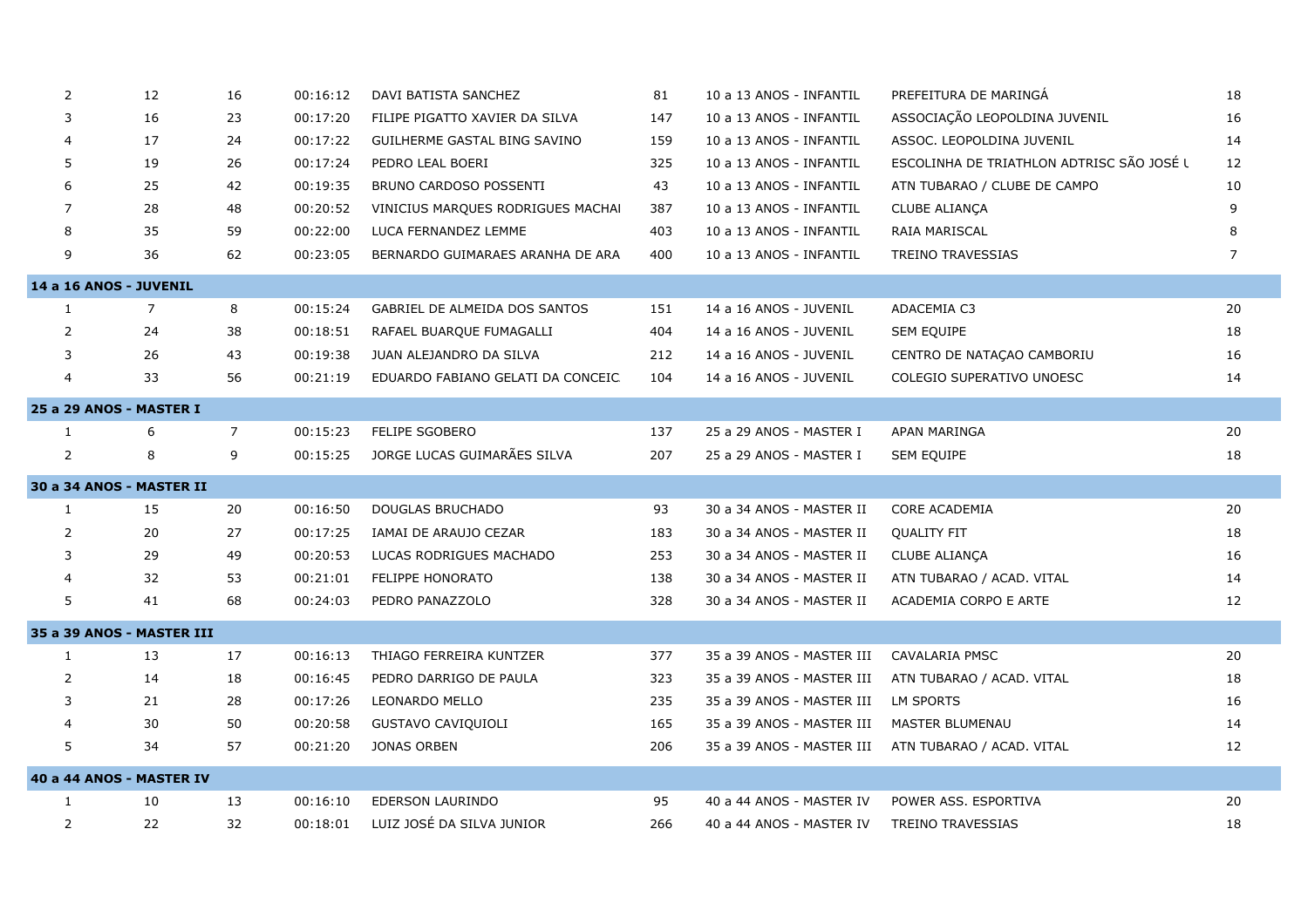| | | | | | | | | |
|---|---|---|---|---|---|---|---|---|
| 2 | 12 | 16 | 00:16:12 | DAVI BATISTA SANCHEZ | 81 | 10 a 13 ANOS - INFANTIL | PREFEITURA DE MARINGÁ | 18 |
| 3 | 16 | 23 | 00:17:20 | FILIPE PIGATTO XAVIER DA SILVA | 147 | 10 a 13 ANOS - INFANTIL | ASSOCIAÇÃO LEOPOLDINA JUVENIL | 16 |
| 4 | 17 | 24 | 00:17:22 | GUILHERME GASTAL BING SAVINO | 159 | 10 a 13 ANOS - INFANTIL | ASSOC. LEOPOLDINA JUVENIL | 14 |
| 5 | 19 | 26 | 00:17:24 | PEDRO LEAL BOERI | 325 | 10 a 13 ANOS - INFANTIL | ESCOLINHA DE TRIATHLON ADTRISC SÃO JOSÉ U | 12 |
| 6 | 25 | 42 | 00:19:35 | BRUNO CARDOSO POSSENTI | 43 | 10 a 13 ANOS - INFANTIL | ATN TUBARAO / CLUBE DE CAMPO | 10 |
| 7 | 28 | 48 | 00:20:52 | VINICIUS MARQUES RODRIGUES MACHAI | 387 | 10 a 13 ANOS - INFANTIL | CLUBE ALIANÇA | 9 |
| 8 | 35 | 59 | 00:22:00 | LUCA FERNANDEZ LEMME | 403 | 10 a 13 ANOS - INFANTIL | RAIA MARISCAL | 8 |
| 9 | 36 | 62 | 00:23:05 | BERNARDO GUIMARAES ARANHA DE ARA | 400 | 10 a 13 ANOS - INFANTIL | TREINO TRAVESSIAS | 7 |
| **14 a 16 ANOS - JUVENIL** | | | | | | | | |
| 1 | 7 | 8 | 00:15:24 | GABRIEL DE ALMEIDA DOS SANTOS | 151 | 14 a 16 ANOS - JUVENIL | ADACEMIA C3 | 20 |
| 2 | 24 | 38 | 00:18:51 | RAFAEL BUARQUE FUMAGALLI | 404 | 14 a 16 ANOS - JUVENIL | SEM EQUIPE | 18 |
| 3 | 26 | 43 | 00:19:38 | JUAN ALEJANDRO DA SILVA | 212 | 14 a 16 ANOS - JUVENIL | CENTRO DE NATAÇAO CAMBORIU | 16 |
| 4 | 33 | 56 | 00:21:19 | EDUARDO FABIANO GELATI DA CONCEIC | 104 | 14 a 16 ANOS - JUVENIL | COLEGIO SUPERATIVO UNOESC | 14 |
| **25 a 29 ANOS - MASTER I** | | | | | | | | |
| 1 | 6 | 7 | 00:15:23 | FELIPE SGOBERO | 137 | 25 a 29 ANOS - MASTER I | APAN MARINGA | 20 |
| 2 | 8 | 9 | 00:15:25 | JORGE LUCAS GUIMARÃES SILVA | 207 | 25 a 29 ANOS - MASTER I | SEM EQUIPE | 18 |
| **30 a 34 ANOS - MASTER II** | | | | | | | | |
| 1 | 15 | 20 | 00:16:50 | DOUGLAS BRUCHADO | 93 | 30 a 34 ANOS - MASTER II | CORE ACADEMIA | 20 |
| 2 | 20 | 27 | 00:17:25 | IAMAI DE ARAUJO CEZAR | 183 | 30 a 34 ANOS - MASTER II | QUALITY FIT | 18 |
| 3 | 29 | 49 | 00:20:53 | LUCAS RODRIGUES MACHADO | 253 | 30 a 34 ANOS - MASTER II | CLUBE ALIANÇA | 16 |
| 4 | 32 | 53 | 00:21:01 | FELIPPE HONORATO | 138 | 30 a 34 ANOS - MASTER II | ATN TUBARAO / ACAD. VITAL | 14 |
| 5 | 41 | 68 | 00:24:03 | PEDRO PANAZZOLO | 328 | 30 a 34 ANOS - MASTER II | ACADEMIA CORPO E ARTE | 12 |
| **35 a 39 ANOS - MASTER III** | | | | | | | | |
| 1 | 13 | 17 | 00:16:13 | THIAGO FERREIRA KUNTZER | 377 | 35 a 39 ANOS - MASTER III | CAVALARIA PMSC | 20 |
| 2 | 14 | 18 | 00:16:45 | PEDRO DARRIGO DE PAULA | 323 | 35 a 39 ANOS - MASTER III | ATN TUBARAO / ACAD. VITAL | 18 |
| 3 | 21 | 28 | 00:17:26 | LEONARDO MELLO | 235 | 35 a 39 ANOS - MASTER III | LM SPORTS | 16 |
| 4 | 30 | 50 | 00:20:58 | GUSTAVO CAVIQUIOLI | 165 | 35 a 39 ANOS - MASTER III | MASTER BLUMENAU | 14 |
| 5 | 34 | 57 | 00:21:20 | JONAS ORBEN | 206 | 35 a 39 ANOS - MASTER III | ATN TUBARAO / ACAD. VITAL | 12 |
| **40 a 44 ANOS - MASTER IV** | | | | | | | | |
| 1 | 10 | 13 | 00:16:10 | EDERSON LAURINDO | 95 | 40 a 44 ANOS - MASTER IV | POWER ASS. ESPORTIVA | 20 |
| 2 | 22 | 32 | 00:18:01 | LUIZ JOSÉ DA SILVA JUNIOR | 266 | 40 a 44 ANOS - MASTER IV | TREINO TRAVESSIAS | 18 |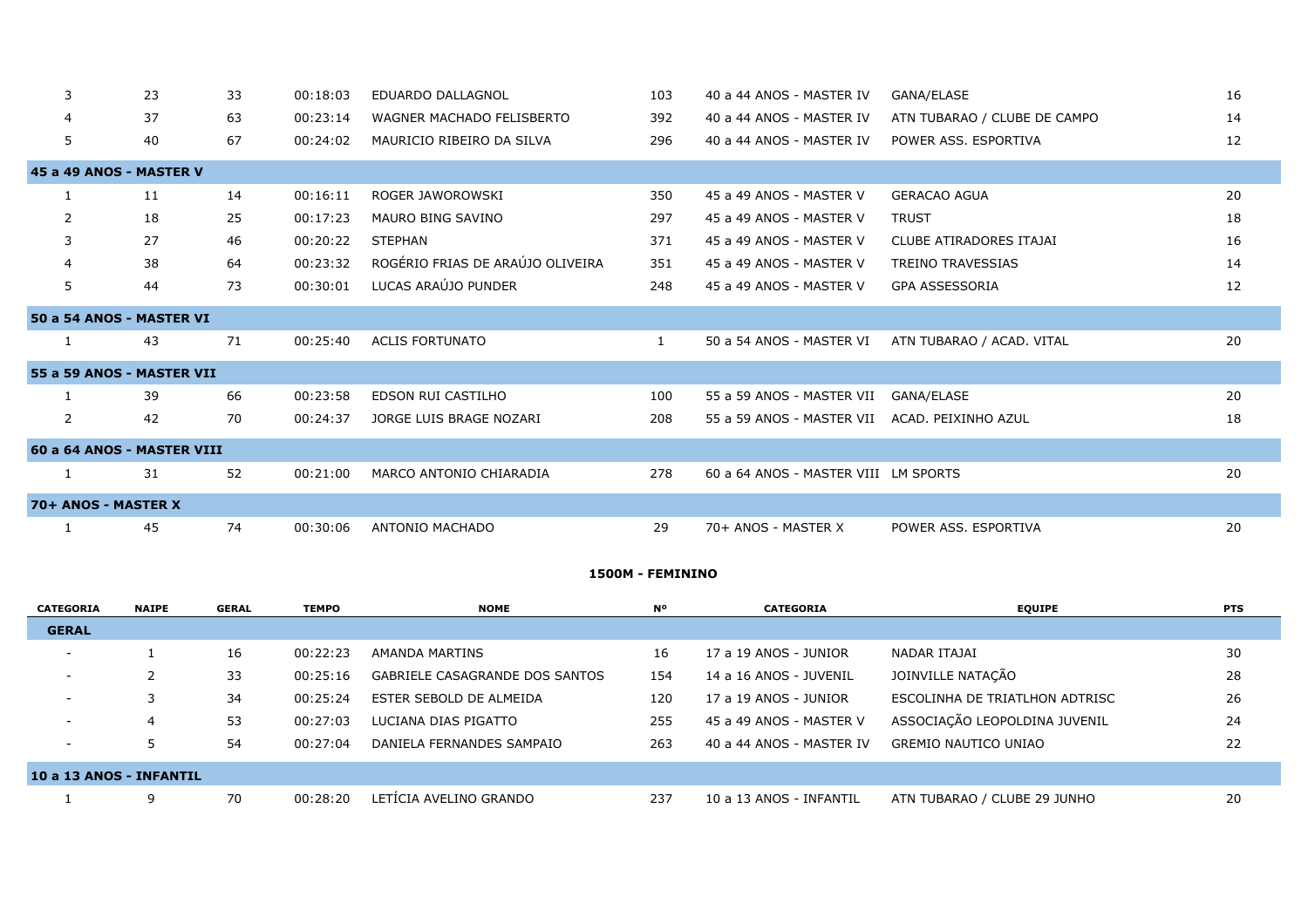| | | | | | | | | |
|---|---|---|---|---|---|---|---|---|
| 3 | 23 | 33 | 00:18:03 | EDUARDO DALLAGNOL | 103 | 40 a 44 ANOS - MASTER IV | GANA/ELASE | 16 |
| 4 | 37 | 63 | 00:23:14 | WAGNER MACHADO FELISBERTO | 392 | 40 a 44 ANOS - MASTER IV | ATN TUBARAO / CLUBE DE CAMPO | 14 |
| 5 | 40 | 67 | 00:24:02 | MAURICIO RIBEIRO DA SILVA | 296 | 40 a 44 ANOS - MASTER IV | POWER ASS. ESPORTIVA | 12 |
| **45 a 49 ANOS - MASTER V** | | | | | | | | |
| 1 | 11 | 14 | 00:16:11 | ROGER JAWOROWSKI | 350 | 45 a 49 ANOS - MASTER V | GERACAO AGUA | 20 |
| 2 | 18 | 25 | 00:17:23 | MAURO BING SAVINO | 297 | 45 a 49 ANOS - MASTER V | TRUST | 18 |
| 3 | 27 | 46 | 00:20:22 | STEPHAN | 371 | 45 a 49 ANOS - MASTER V | CLUBE ATIRADORES ITAJAI | 16 |
| 4 | 38 | 64 | 00:23:32 | ROGÉRIO FRIAS DE ARAÚJO OLIVEIRA | 351 | 45 a 49 ANOS - MASTER V | TREINO TRAVESSIAS | 14 |
| 5 | 44 | 73 | 00:30:01 | LUCAS ARAÚJO PUNDER | 248 | 45 a 49 ANOS - MASTER V | GPA ASSESSORIA | 12 |
| **50 a 54 ANOS - MASTER VI** | | | | | | | | |
| 1 | 43 | 71 | 00:25:40 | ACLIS FORTUNATO | 1 | 50 a 54 ANOS - MASTER VI | ATN TUBARAO / ACAD. VITAL | 20 |
| **55 a 59 ANOS - MASTER VII** | | | | | | | | |
| 1 | 39 | 66 | 00:23:58 | EDSON RUI CASTILHO | 100 | 55 a 59 ANOS - MASTER VII | GANA/ELASE | 20 |
| 2 | 42 | 70 | 00:24:37 | JORGE LUIS BRAGE NOZARI | 208 | 55 a 59 ANOS - MASTER VII | ACAD. PEIXINHO AZUL | 18 |
| **60 a 64 ANOS - MASTER VIII** | | | | | | | | |
| 1 | 31 | 52 | 00:21:00 | MARCO ANTONIO CHIARADIA | 278 | 60 a 64 ANOS - MASTER VIII | LM SPORTS | 20 |
| **70+ ANOS - MASTER X** | | | | | | | | |
| 1 | 45 | 74 | 00:30:06 | ANTONIO MACHADO | 29 | 70+ ANOS - MASTER X | POWER ASS. ESPORTIVA | 20 |

## 1500M - FEMININO

| CATEGORIA | NAIPE | GERAL | TEMPO | NOME | Nº | CATEGORIA | EQUIPE | PTS |
|---|---|---|---|---|---|---|---|---|
| **GERAL** | | | | | | | | |
| - | 1 | 16 | 00:22:23 | AMANDA MARTINS | 16 | 17 a 19 ANOS - JUNIOR | NADAR ITAJAI | 30 |
| - | 2 | 33 | 00:25:16 | GABRIELE CASAGRANDE DOS SANTOS | 154 | 14 a 16 ANOS - JUVENIL | JOINVILLE NATAÇÃO | 28 |
| - | 3 | 34 | 00:25:24 | ESTER SEBOLD DE ALMEIDA | 120 | 17 a 19 ANOS - JUNIOR | ESCOLINHA DE TRIATLHON ADTRISC | 26 |
| - | 4 | 53 | 00:27:03 | LUCIANA DIAS PIGATTO | 255 | 45 a 49 ANOS - MASTER V | ASSOCIAÇÃO LEOPOLDINA JUVENIL | 24 |
| - | 5 | 54 | 00:27:04 | DANIELA FERNANDES SAMPAIO | 263 | 40 a 44 ANOS - MASTER IV | GREMIO NAUTICO UNIAO | 22 |
| **10 a 13 ANOS - INFANTIL** | | | | | | | | |
| 1 | 9 | 70 | 00:28:20 | LETÍCIA AVELINO GRANDO | 237 | 10 a 13 ANOS - INFANTIL | ATN TUBARAO / CLUBE 29 JUNHO | 20 |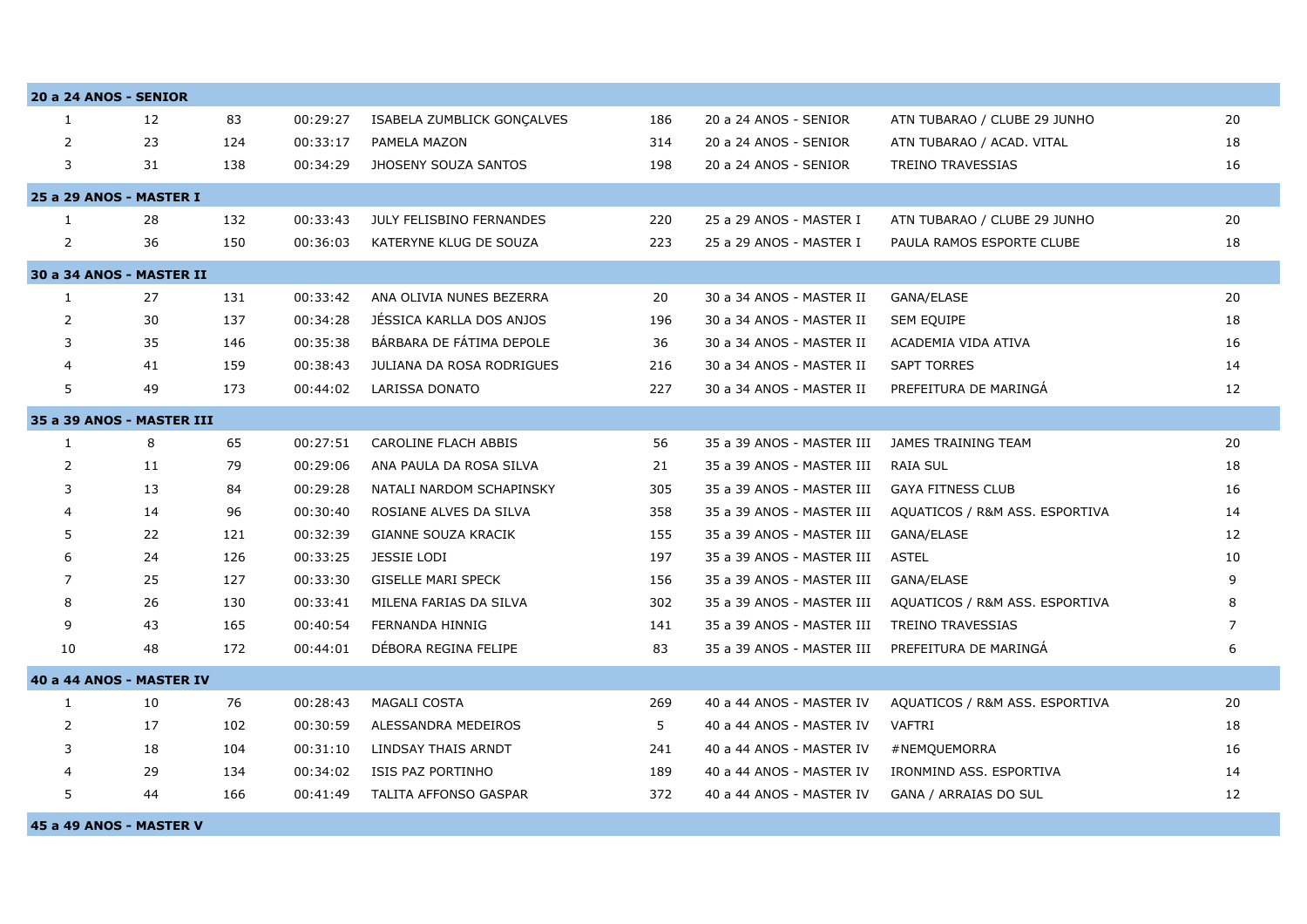| | | | | | | | | |
|---|---|---|---|---|---|---|---|---|
| **20 a 24 ANOS - SENIOR** | | | | | | | | |
| 1 | 12 | 83 | 00:29:27 | ISABELA ZUMBLICK GONÇALVES | 186 | 20 a 24 ANOS - SENIOR | ATN TUBARAO / CLUBE 29 JUNHO | 20 |
| 2 | 23 | 124 | 00:33:17 | PAMELA MAZON | 314 | 20 a 24 ANOS - SENIOR | ATN TUBARAO / ACAD. VITAL | 18 |
| 3 | 31 | 138 | 00:34:29 | JHOSENY SOUZA SANTOS | 198 | 20 a 24 ANOS - SENIOR | TREINO TRAVESSIAS | 16 |
| **25 a 29 ANOS - MASTER I** | | | | | | | | |
| 1 | 28 | 132 | 00:33:43 | JULY FELISBINO FERNANDES | 220 | 25 a 29 ANOS - MASTER I | ATN TUBARAO / CLUBE 29 JUNHO | 20 |
| 2 | 36 | 150 | 00:36:03 | KATERYNE KLUG DE SOUZA | 223 | 25 a 29 ANOS - MASTER I | PAULA RAMOS ESPORTE CLUBE | 18 |
| **30 a 34 ANOS - MASTER II** | | | | | | | | |
| 1 | 27 | 131 | 00:33:42 | ANA OLIVIA NUNES BEZERRA | 20 | 30 a 34 ANOS - MASTER II | GANA/ELASE | 20 |
| 2 | 30 | 137 | 00:34:28 | JÉSSICA KARLLA DOS ANJOS | 196 | 30 a 34 ANOS - MASTER II | SEM EQUIPE | 18 |
| 3 | 35 | 146 | 00:35:38 | BÁRBARA DE FÁTIMA DEPOLE | 36 | 30 a 34 ANOS - MASTER II | ACADEMIA VIDA ATIVA | 16 |
| 4 | 41 | 159 | 00:38:43 | JULIANA DA ROSA RODRIGUES | 216 | 30 a 34 ANOS - MASTER II | SAPT TORRES | 14 |
| 5 | 49 | 173 | 00:44:02 | LARISSA DONATO | 227 | 30 a 34 ANOS - MASTER II | PREFEITURA DE MARINGÁ | 12 |
| **35 a 39 ANOS - MASTER III** | | | | | | | | |
| 1 | 8 | 65 | 00:27:51 | CAROLINE FLACH ABBIS | 56 | 35 a 39 ANOS - MASTER III | JAMES TRAINING TEAM | 20 |
| 2 | 11 | 79 | 00:29:06 | ANA PAULA DA ROSA SILVA | 21 | 35 a 39 ANOS - MASTER III | RAIA SUL | 18 |
| 3 | 13 | 84 | 00:29:28 | NATALI NARDOM SCHAPINSKY | 305 | 35 a 39 ANOS - MASTER III | GAYA FITNESS CLUB | 16 |
| 4 | 14 | 96 | 00:30:40 | ROSIANE ALVES DA SILVA | 358 | 35 a 39 ANOS - MASTER III | AQUATICOS / R&M ASS. ESPORTIVA | 14 |
| 5 | 22 | 121 | 00:32:39 | GIANNE SOUZA KRACIK | 155 | 35 a 39 ANOS - MASTER III | GANA/ELASE | 12 |
| 6 | 24 | 126 | 00:33:25 | JESSIE LODI | 197 | 35 a 39 ANOS - MASTER III | ASTEL | 10 |
| 7 | 25 | 127 | 00:33:30 | GISELLE MARI SPECK | 156 | 35 a 39 ANOS - MASTER III | GANA/ELASE | 9 |
| 8 | 26 | 130 | 00:33:41 | MILENA FARIAS DA SILVA | 302 | 35 a 39 ANOS - MASTER III | AQUATICOS / R&M ASS. ESPORTIVA | 8 |
| 9 | 43 | 165 | 00:40:54 | FERNANDA HINNIG | 141 | 35 a 39 ANOS - MASTER III | TREINO TRAVESSIAS | 7 |
| 10 | 48 | 172 | 00:44:01 | DÉBORA REGINA FELIPE | 83 | 35 a 39 ANOS - MASTER III | PREFEITURA DE MARINGÁ | 6 |
| **40 a 44 ANOS - MASTER IV** | | | | | | | | |
| 1 | 10 | 76 | 00:28:43 | MAGALI COSTA | 269 | 40 a 44 ANOS - MASTER IV | AQUATICOS / R&M ASS. ESPORTIVA | 20 |
| 2 | 17 | 102 | 00:30:59 | ALESSANDRA MEDEIROS | 5 | 40 a 44 ANOS - MASTER IV | VAFTRI | 18 |
| 3 | 18 | 104 | 00:31:10 | LINDSAY THAIS ARNDT | 241 | 40 a 44 ANOS - MASTER IV | #NEMQUEMORRA | 16 |
| 4 | 29 | 134 | 00:34:02 | ISIS PAZ PORTINHO | 189 | 40 a 44 ANOS - MASTER IV | IRONMIND ASS. ESPORTIVA | 14 |
| 5 | 44 | 166 | 00:41:49 | TALITA AFFONSO GASPAR | 372 | 40 a 44 ANOS - MASTER IV | GANA / ARRAIAS DO SUL | 12 |
| **45 a 49 ANOS - MASTER V** | | | | | | | | |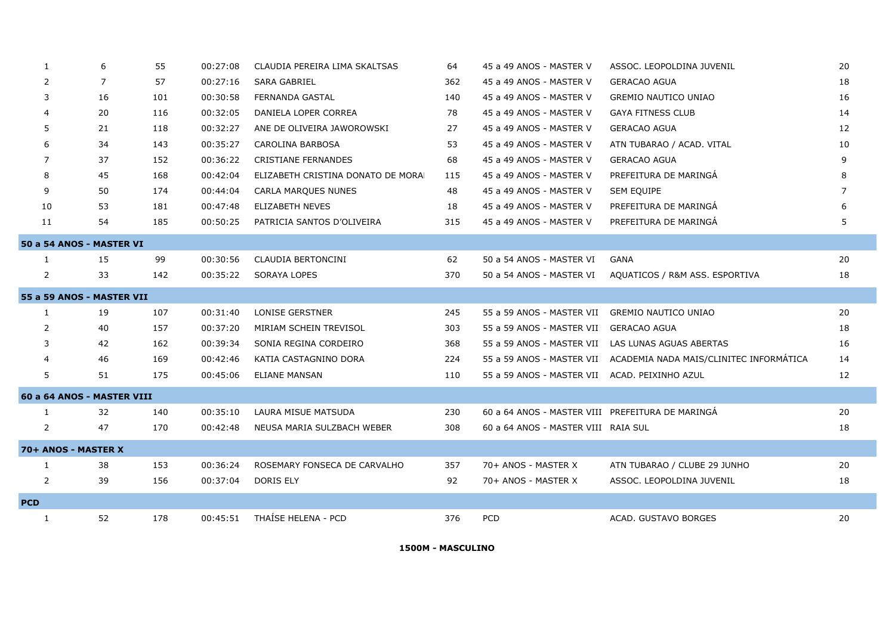| | | | | | | | | |
|---|---|---|---|---|---|---|---|---|
| 1 | 6 | 55 | 00:27:08 | CLAUDIA PEREIRA LIMA SKALTSAS | 64 | 45 a 49 ANOS - MASTER V | ASSOC. LEOPOLDINA JUVENIL | 20 |
| 2 | 7 | 57 | 00:27:16 | SARA GABRIEL | 362 | 45 a 49 ANOS - MASTER V | GERACAO AGUA | 18 |
| 3 | 16 | 101 | 00:30:58 | FERNANDA GASTAL | 140 | 45 a 49 ANOS - MASTER V | GREMIO NAUTICO UNIAO | 16 |
| 4 | 20 | 116 | 00:32:05 | DANIELA LOPER CORREA | 78 | 45 a 49 ANOS - MASTER V | GAYA FITNESS CLUB | 14 |
| 5 | 21 | 118 | 00:32:27 | ANE DE OLIVEIRA JAWOROWSKI | 27 | 45 a 49 ANOS - MASTER V | GERACAO AGUA | 12 |
| 6 | 34 | 143 | 00:35:27 | CAROLINA BARBOSA | 53 | 45 a 49 ANOS - MASTER V | ATN TUBARAO / ACAD. VITAL | 10 |
| 7 | 37 | 152 | 00:36:22 | CRISTIANE FERNANDES | 68 | 45 a 49 ANOS - MASTER V | GERACAO AGUA | 9 |
| 8 | 45 | 168 | 00:42:04 | ELIZABETH CRISTINA DONATO DE MORA | 115 | 45 a 49 ANOS - MASTER V | PREFEITURA DE MARINGÁ | 8 |
| 9 | 50 | 174 | 00:44:04 | CARLA MARQUES NUNES | 48 | 45 a 49 ANOS - MASTER V | SEM EQUIPE | 7 |
| 10 | 53 | 181 | 00:47:48 | ELIZABETH NEVES | 18 | 45 a 49 ANOS - MASTER V | PREFEITURA DE MARINGÁ | 6 |
| 11 | 54 | 185 | 00:50:25 | PATRICIA SANTOS D'OLIVEIRA | 315 | 45 a 49 ANOS - MASTER V | PREFEITURA DE MARINGÁ | 5 |
| **50 a 54 ANOS - MASTER VI** | | | | | | | | |
| 1 | 15 | 99 | 00:30:56 | CLAUDIA BERTONCINI | 62 | 50 a 54 ANOS - MASTER VI | GANA | 20 |
| 2 | 33 | 142 | 00:35:22 | SORAYA LOPES | 370 | 50 a 54 ANOS - MASTER VI | AQUATICOS / R&M ASS. ESPORTIVA | 18 |
| **55 a 59 ANOS - MASTER VII** | | | | | | | | |
| 1 | 19 | 107 | 00:31:40 | LONISE GERSTNER | 245 | 55 a 59 ANOS - MASTER VII | GREMIO NAUTICO UNIAO | 20 |
| 2 | 40 | 157 | 00:37:20 | MIRIAM SCHEIN TREVISOL | 303 | 55 a 59 ANOS - MASTER VII | GERACAO AGUA | 18 |
| 3 | 42 | 162 | 00:39:34 | SONIA REGINA CORDEIRO | 368 | 55 a 59 ANOS - MASTER VII | LAS LUNAS AGUAS ABERTAS | 16 |
| 4 | 46 | 169 | 00:42:46 | KATIA CASTAGNINO DORA | 224 | 55 a 59 ANOS - MASTER VII | ACADEMIA NADA MAIS/CLINITEC INFORMÁTICA | 14 |
| 5 | 51 | 175 | 00:45:06 | ELIANE MANSAN | 110 | 55 a 59 ANOS - MASTER VII | ACAD. PEIXINHO AZUL | 12 |
| **60 a 64 ANOS - MASTER VIII** | | | | | | | | |
| 1 | 32 | 140 | 00:35:10 | LAURA MISUE MATSUDA | 230 | 60 a 64 ANOS - MASTER VIII | PREFEITURA DE MARINGÁ | 20 |
| 2 | 47 | 170 | 00:42:48 | NEUSA MARIA SULZBACH WEBER | 308 | 60 a 64 ANOS - MASTER VIII | RAIA SUL | 18 |
| **70+ ANOS - MASTER X** | | | | | | | | |
| 1 | 38 | 153 | 00:36:24 | ROSEMARY FONSECA DE CARVALHO | 357 | 70+ ANOS - MASTER X | ATN TUBARAO / CLUBE 29 JUNHO | 20 |
| 2 | 39 | 156 | 00:37:04 | DORIS ELY | 92 | 70+ ANOS - MASTER X | ASSOC. LEOPOLDINA JUVENIL | 18 |
| **PCD** | | | | | | | | |
| 1 | 52 | 178 | 00:45:51 | THAÍSE HELENA - PCD | 376 | PCD | ACAD. GUSTAVO BORGES | 20 |

**1500M - MASCULINO**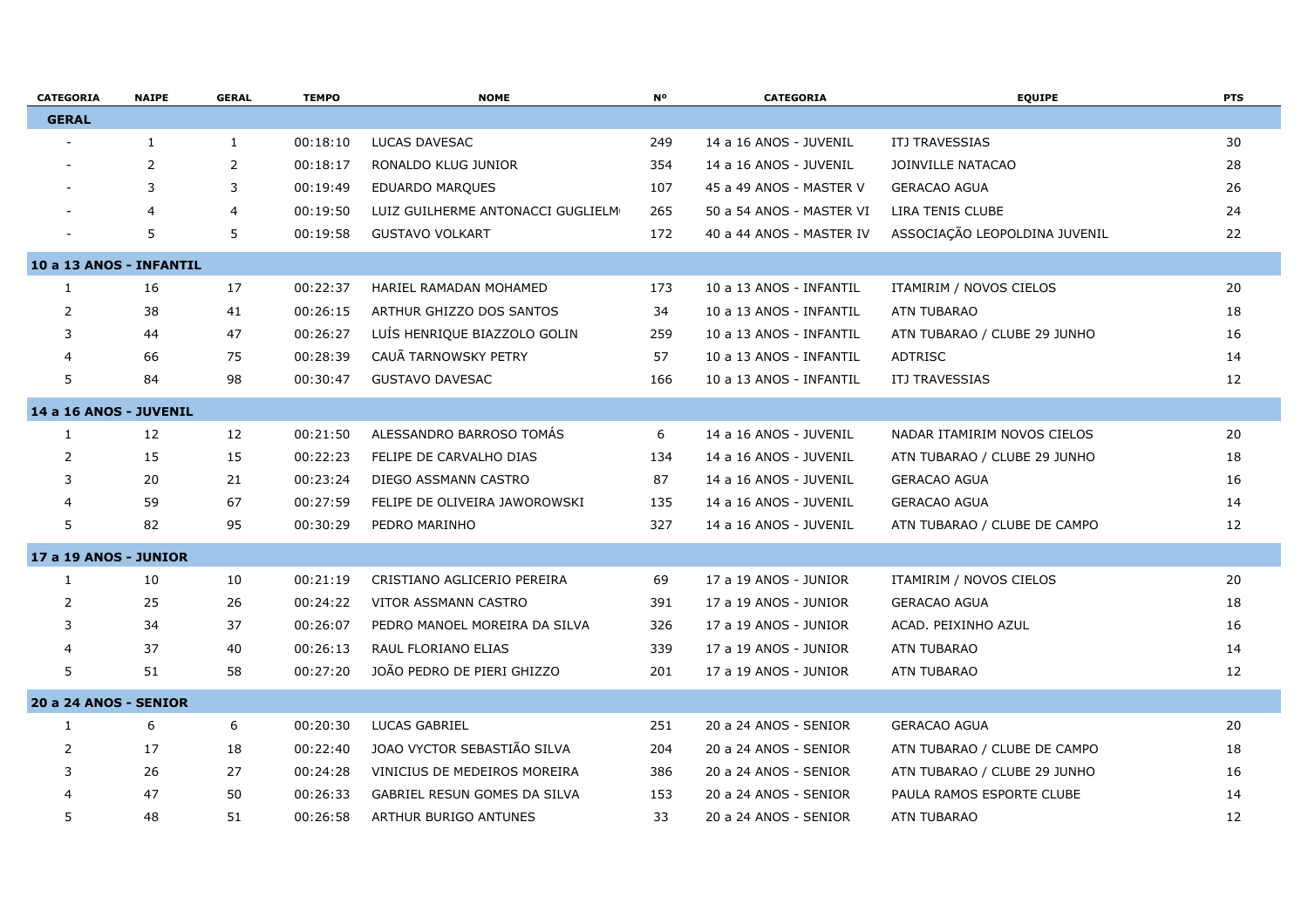| CATEGORIA | NAIPE | GERAL | TEMPO | NOME | Nº | CATEGORIA | EQUIPE | PTS |
|---|---|---|---|---|---|---|---|---|
| **GERAL** | | | | | | | | |
| - | 1 | 1 | 00:18:10 | LUCAS DAVESAC | 249 | 14 a 16 ANOS - JUVENIL | ITJ TRAVESSIAS | 30 |
| - | 2 | 2 | 00:18:17 | RONALDO KLUG JUNIOR | 354 | 14 a 16 ANOS - JUVENIL | JOINVILLE NATACAO | 28 |
| - | 3 | 3 | 00:19:49 | EDUARDO MARQUES | 107 | 45 a 49 ANOS - MASTER V | GERACAO AGUA | 26 |
| - | 4 | 4 | 00:19:50 | LUIZ GUILHERME ANTONACCI GUGLIELM | 265 | 50 a 54 ANOS - MASTER VI | LIRA TENIS CLUBE | 24 |
| - | 5 | 5 | 00:19:58 | GUSTAVO VOLKART | 172 | 40 a 44 ANOS - MASTER IV | ASSOCIAÇÃO LEOPOLDINA JUVENIL | 22 |
| **10 a 13 ANOS - INFANTIL** | | | | | | | | |
| 1 | 16 | 17 | 00:22:37 | HARIEL RAMADAN MOHAMED | 173 | 10 a 13 ANOS - INFANTIL | ITAMIRIM / NOVOS CIELOS | 20 |
| 2 | 38 | 41 | 00:26:15 | ARTHUR GHIZZO DOS SANTOS | 34 | 10 a 13 ANOS - INFANTIL | ATN TUBARAO | 18 |
| 3 | 44 | 47 | 00:26:27 | LUÍS HENRIQUE BIAZZOLO GOLIN | 259 | 10 a 13 ANOS - INFANTIL | ATN TUBARAO / CLUBE 29 JUNHO | 16 |
| 4 | 66 | 75 | 00:28:39 | CAUÃ TARNOWSKY PETRY | 57 | 10 a 13 ANOS - INFANTIL | ADTRISC | 14 |
| 5 | 84 | 98 | 00:30:47 | GUSTAVO DAVESAC | 166 | 10 a 13 ANOS - INFANTIL | ITJ TRAVESSIAS | 12 |
| **14 a 16 ANOS - JUVENIL** | | | | | | | | |
| 1 | 12 | 12 | 00:21:50 | ALESSANDRO BARROSO TOMÁS | 6 | 14 a 16 ANOS - JUVENIL | NADAR ITAMIRIM NOVOS CIELOS | 20 |
| 2 | 15 | 15 | 00:22:23 | FELIPE DE CARVALHO DIAS | 134 | 14 a 16 ANOS - JUVENIL | ATN TUBARAO / CLUBE 29 JUNHO | 18 |
| 3 | 20 | 21 | 00:23:24 | DIEGO ASSMANN CASTRO | 87 | 14 a 16 ANOS - JUVENIL | GERACAO AGUA | 16 |
| 4 | 59 | 67 | 00:27:59 | FELIPE DE OLIVEIRA JAWOROWSKI | 135 | 14 a 16 ANOS - JUVENIL | GERACAO AGUA | 14 |
| 5 | 82 | 95 | 00:30:29 | PEDRO MARINHO | 327 | 14 a 16 ANOS - JUVENIL | ATN TUBARAO / CLUBE DE CAMPO | 12 |
| **17 a 19 ANOS - JUNIOR** | | | | | | | | |
| 1 | 10 | 10 | 00:21:19 | CRISTIANO AGLICERIO PEREIRA | 69 | 17 a 19 ANOS - JUNIOR | ITAMIRIM / NOVOS CIELOS | 20 |
| 2 | 25 | 26 | 00:24:22 | VITOR ASSMANN CASTRO | 391 | 17 a 19 ANOS - JUNIOR | GERACAO AGUA | 18 |
| 3 | 34 | 37 | 00:26:07 | PEDRO MANOEL MOREIRA DA SILVA | 326 | 17 a 19 ANOS - JUNIOR | ACAD. PEIXINHO AZUL | 16 |
| 4 | 37 | 40 | 00:26:13 | RAUL FLORIANO ELIAS | 339 | 17 a 19 ANOS - JUNIOR | ATN TUBARAO | 14 |
| 5 | 51 | 58 | 00:27:20 | JOÃO PEDRO DE PIERI GHIZZO | 201 | 17 a 19 ANOS - JUNIOR | ATN TUBARAO | 12 |
| **20 a 24 ANOS - SENIOR** | | | | | | | | |
| 1 | 6 | 6 | 00:20:30 | LUCAS GABRIEL | 251 | 20 a 24 ANOS - SENIOR | GERACAO AGUA | 20 |
| 2 | 17 | 18 | 00:22:40 | JOAO VYCTOR SEBASTIÃO SILVA | 204 | 20 a 24 ANOS - SENIOR | ATN TUBARAO / CLUBE DE CAMPO | 18 |
| 3 | 26 | 27 | 00:24:28 | VINICIUS DE MEDEIROS MOREIRA | 386 | 20 a 24 ANOS - SENIOR | ATN TUBARAO / CLUBE 29 JUNHO | 16 |
| 4 | 47 | 50 | 00:26:33 | GABRIEL RESUN GOMES DA SILVA | 153 | 20 a 24 ANOS - SENIOR | PAULA RAMOS ESPORTE CLUBE | 14 |
| 5 | 48 | 51 | 00:26:58 | ARTHUR BURIGO ANTUNES | 33 | 20 a 24 ANOS - SENIOR | ATN TUBARAO | 12 |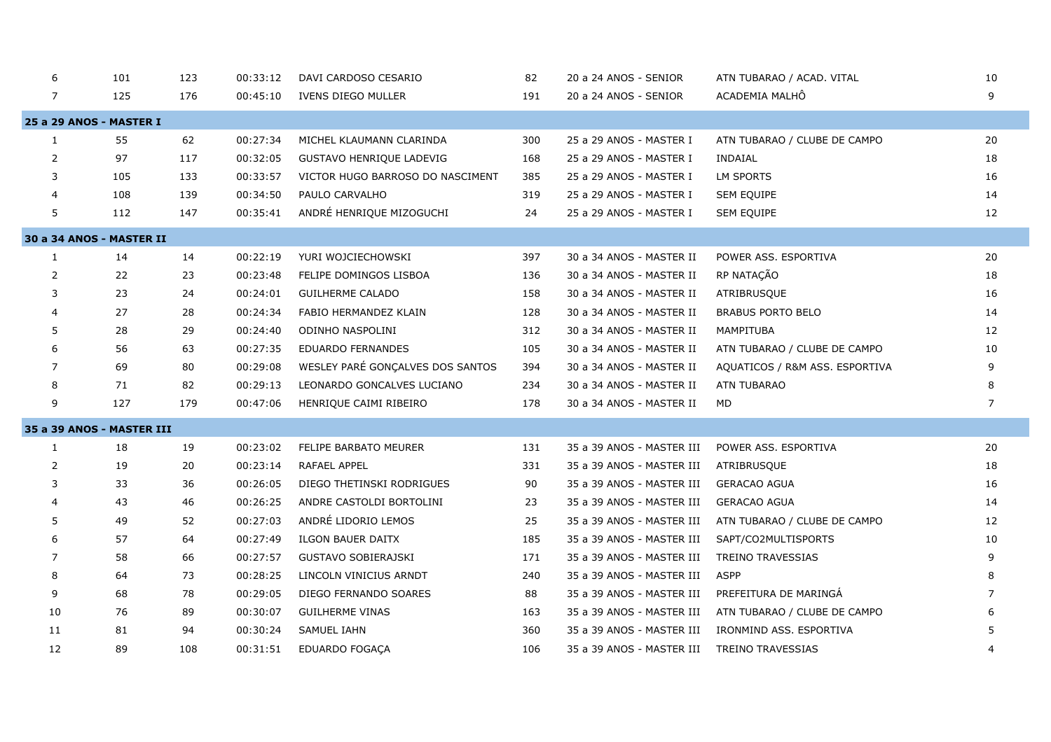| | | | | | | | | |
|---|---|---|---|---|---|---|---|---|
| 6 | 101 | 123 | 00:33:12 | DAVI CARDOSO CESARIO | 82 | 20 a 24 ANOS - SENIOR | ATN TUBARAO / ACAD. VITAL | 10 |
| 7 | 125 | 176 | 00:45:10 | IVENS DIEGO MULLER | 191 | 20 a 24 ANOS - SENIOR | ACADEMIA MALHÔ | 9 |
| **25 a 29 ANOS - MASTER I** | | | | | | | | |
| 1 | 55 | 62 | 00:27:34 | MICHEL KLAUMANN CLARINDA | 300 | 25 a 29 ANOS - MASTER I | ATN TUBARAO / CLUBE DE CAMPO | 20 |
| 2 | 97 | 117 | 00:32:05 | GUSTAVO HENRIQUE LADEVIG | 168 | 25 a 29 ANOS - MASTER I | INDAIAL | 18 |
| 3 | 105 | 133 | 00:33:57 | VICTOR HUGO BARROSO DO NASCIMENT | 385 | 25 a 29 ANOS - MASTER I | LM SPORTS | 16 |
| 4 | 108 | 139 | 00:34:50 | PAULO CARVALHO | 319 | 25 a 29 ANOS - MASTER I | SEM EQUIPE | 14 |
| 5 | 112 | 147 | 00:35:41 | ANDRÉ HENRIQUE MIZOGUCHI | 24 | 25 a 29 ANOS - MASTER I | SEM EQUIPE | 12 |
| **30 a 34 ANOS - MASTER II** | | | | | | | | |
| 1 | 14 | 14 | 00:22:19 | YURI WOJCIECHOWSKI | 397 | 30 a 34 ANOS - MASTER II | POWER ASS. ESPORTIVA | 20 |
| 2 | 22 | 23 | 00:23:48 | FELIPE DOMINGOS LISBOA | 136 | 30 a 34 ANOS - MASTER II | RP NATAÇÃO | 18 |
| 3 | 23 | 24 | 00:24:01 | GUILHERME CALADO | 158 | 30 a 34 ANOS - MASTER II | ATRIBRUSQUE | 16 |
| 4 | 27 | 28 | 00:24:34 | FABIO HERMANDEZ KLAIN | 128 | 30 a 34 ANOS - MASTER II | BRABUS PORTO BELO | 14 |
| 5 | 28 | 29 | 00:24:40 | ODINHO NASPOLINI | 312 | 30 a 34 ANOS - MASTER II | MAMPITUBA | 12 |
| 6 | 56 | 63 | 00:27:35 | EDUARDO FERNANDES | 105 | 30 a 34 ANOS - MASTER II | ATN TUBARAO / CLUBE DE CAMPO | 10 |
| 7 | 69 | 80 | 00:29:08 | WESLEY PARÉ GONÇALVES DOS SANTOS | 394 | 30 a 34 ANOS - MASTER II | AQUATICOS / R&M ASS. ESPORTIVA | 9 |
| 8 | 71 | 82 | 00:29:13 | LEONARDO GONCALVES LUCIANO | 234 | 30 a 34 ANOS - MASTER II | ATN TUBARAO | 8 |
| 9 | 127 | 179 | 00:47:06 | HENRIQUE CAIMI RIBEIRO | 178 | 30 a 34 ANOS - MASTER II | MD | 7 |
| **35 a 39 ANOS - MASTER III** | | | | | | | | |
| 1 | 18 | 19 | 00:23:02 | FELIPE BARBATO MEURER | 131 | 35 a 39 ANOS - MASTER III | POWER ASS. ESPORTIVA | 20 |
| 2 | 19 | 20 | 00:23:14 | RAFAEL APPEL | 331 | 35 a 39 ANOS - MASTER III | ATRIBRUSQUE | 18 |
| 3 | 33 | 36 | 00:26:05 | DIEGO THETINSKI RODRIGUES | 90 | 35 a 39 ANOS - MASTER III | GERACAO AGUA | 16 |
| 4 | 43 | 46 | 00:26:25 | ANDRE CASTOLDI BORTOLINI | 23 | 35 a 39 ANOS - MASTER III | GERACAO AGUA | 14 |
| 5 | 49 | 52 | 00:27:03 | ANDRÉ LIDORIO LEMOS | 25 | 35 a 39 ANOS - MASTER III | ATN TUBARAO / CLUBE DE CAMPO | 12 |
| 6 | 57 | 64 | 00:27:49 | ILGON BAUER DAITX | 185 | 35 a 39 ANOS - MASTER III | SAPT/CO2MULTISPORTS | 10 |
| 7 | 58 | 66 | 00:27:57 | GUSTAVO SOBIERAJSKI | 171 | 35 a 39 ANOS - MASTER III | TREINO TRAVESSIAS | 9 |
| 8 | 64 | 73 | 00:28:25 | LINCOLN VINICIUS ARNDT | 240 | 35 a 39 ANOS - MASTER III | ASPP | 8 |
| 9 | 68 | 78 | 00:29:05 | DIEGO FERNANDO SOARES | 88 | 35 a 39 ANOS - MASTER III | PREFEITURA DE MARINGÁ | 7 |
| 10 | 76 | 89 | 00:30:07 | GUILHERME VINAS | 163 | 35 a 39 ANOS - MASTER III | ATN TUBARAO / CLUBE DE CAMPO | 6 |
| 11 | 81 | 94 | 00:30:24 | SAMUEL IAHN | 360 | 35 a 39 ANOS - MASTER III | IRONMIND ASS. ESPORTIVA | 5 |
| 12 | 89 | 108 | 00:31:51 | EDUARDO FOGAÇA | 106 | 35 a 39 ANOS - MASTER III | TREINO TRAVESSIAS | 4 |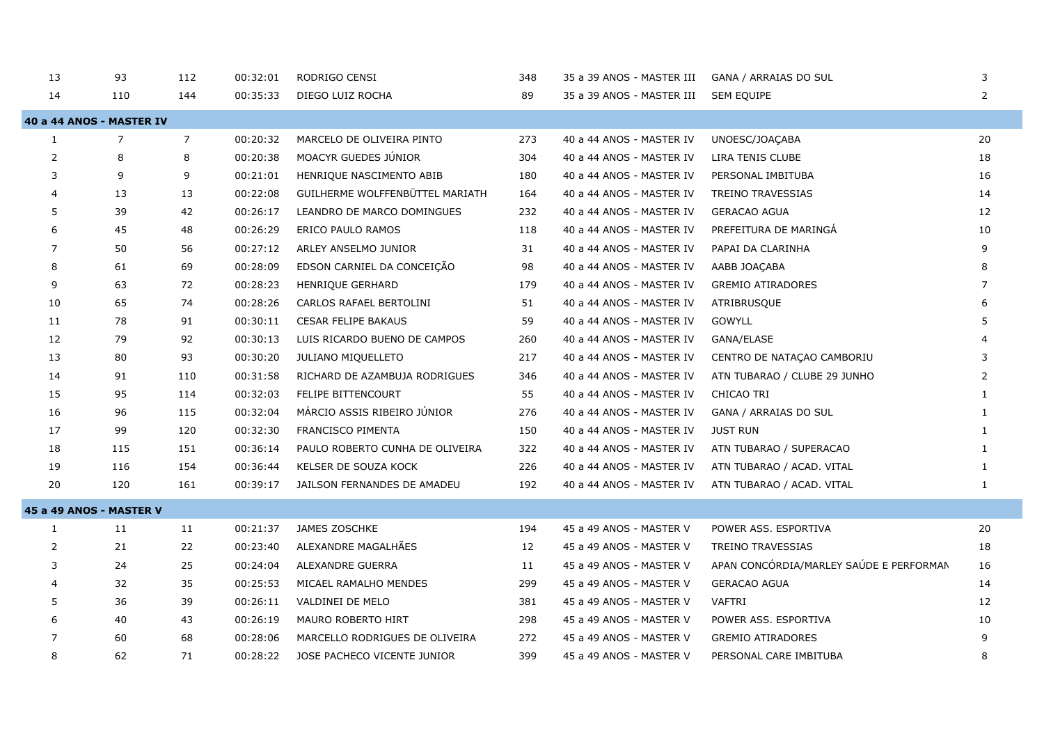| | | | | | | | | |
|---|---|---|---|---|---|---|---|---|
| 13 | 93 | 112 | 00:32:01 | RODRIGO CENSI | 348 | 35 a 39 ANOS - MASTER III | GANA / ARRAIAS DO SUL | 3 |
| 14 | 110 | 144 | 00:35:33 | DIEGO LUIZ ROCHA | 89 | 35 a 39 ANOS - MASTER III | SEM EQUIPE | 2 |
| **40 a 44 ANOS - MASTER IV** | | | | | | | | |
| 1 | 7 | 7 | 00:20:32 | MARCELO DE OLIVEIRA PINTO | 273 | 40 a 44 ANOS - MASTER IV | UNOESC/JOAÇABA | 20 |
| 2 | 8 | 8 | 00:20:38 | MOACYR GUEDES JÚNIOR | 304 | 40 a 44 ANOS - MASTER IV | LIRA TENIS CLUBE | 18 |
| 3 | 9 | 9 | 00:21:01 | HENRIQUE NASCIMENTO ABIB | 180 | 40 a 44 ANOS - MASTER IV | PERSONAL IMBITUBA | 16 |
| 4 | 13 | 13 | 00:22:08 | GUILHERME WOLFFENBÜTTEL MARIATH | 164 | 40 a 44 ANOS - MASTER IV | TREINO TRAVESSIAS | 14 |
| 5 | 39 | 42 | 00:26:17 | LEANDRO DE MARCO DOMINGUES | 232 | 40 a 44 ANOS - MASTER IV | GERACAO AGUA | 12 |
| 6 | 45 | 48 | 00:26:29 | ERICO PAULO RAMOS | 118 | 40 a 44 ANOS - MASTER IV | PREFEITURA DE MARINGÁ | 10 |
| 7 | 50 | 56 | 00:27:12 | ARLEY ANSELMO JUNIOR | 31 | 40 a 44 ANOS - MASTER IV | PAPAI DA CLARINHA | 9 |
| 8 | 61 | 69 | 00:28:09 | EDSON CARNIEL DA CONCEIÇÃO | 98 | 40 a 44 ANOS - MASTER IV | AABB JOAÇABA | 8 |
| 9 | 63 | 72 | 00:28:23 | HENRIQUE GERHARD | 179 | 40 a 44 ANOS - MASTER IV | GREMIO ATIRADORES | 7 |
| 10 | 65 | 74 | 00:28:26 | CARLOS RAFAEL BERTOLINI | 51 | 40 a 44 ANOS - MASTER IV | ATRIBRUSQUE | 6 |
| 11 | 78 | 91 | 00:30:11 | CESAR FELIPE BAKAUS | 59 | 40 a 44 ANOS - MASTER IV | GOWYLL | 5 |
| 12 | 79 | 92 | 00:30:13 | LUIS RICARDO BUENO DE CAMPOS | 260 | 40 a 44 ANOS - MASTER IV | GANA/ELASE | 4 |
| 13 | 80 | 93 | 00:30:20 | JULIANO MIQUELLETO | 217 | 40 a 44 ANOS - MASTER IV | CENTRO DE NATAÇAO CAMBORIU | 3 |
| 14 | 91 | 110 | 00:31:58 | RICHARD DE AZAMBUJA RODRIGUES | 346 | 40 a 44 ANOS - MASTER IV | ATN TUBARAO / CLUBE 29 JUNHO | 2 |
| 15 | 95 | 114 | 00:32:03 | FELIPE BITTENCOURT | 55 | 40 a 44 ANOS - MASTER IV | CHICAO TRI | 1 |
| 16 | 96 | 115 | 00:32:04 | MÁRCIO ASSIS RIBEIRO JÚNIOR | 276 | 40 a 44 ANOS - MASTER IV | GANA / ARRAIAS DO SUL | 1 |
| 17 | 99 | 120 | 00:32:30 | FRANCISCO PIMENTA | 150 | 40 a 44 ANOS - MASTER IV | JUST RUN | 1 |
| 18 | 115 | 151 | 00:36:14 | PAULO ROBERTO CUNHA DE OLIVEIRA | 322 | 40 a 44 ANOS - MASTER IV | ATN TUBARAO / SUPERACAO | 1 |
| 19 | 116 | 154 | 00:36:44 | KELSER DE SOUZA KOCK | 226 | 40 a 44 ANOS - MASTER IV | ATN TUBARAO / ACAD. VITAL | 1 |
| 20 | 120 | 161 | 00:39:17 | JAILSON FERNANDES DE AMADEU | 192 | 40 a 44 ANOS - MASTER IV | ATN TUBARAO / ACAD. VITAL | 1 |
| **45 a 49 ANOS - MASTER V** | | | | | | | | |
| 1 | 11 | 11 | 00:21:37 | JAMES ZOSCHKE | 194 | 45 a 49 ANOS - MASTER V | POWER ASS. ESPORTIVA | 20 |
| 2 | 21 | 22 | 00:23:40 | ALEXANDRE MAGALHÃES | 12 | 45 a 49 ANOS - MASTER V | TREINO TRAVESSIAS | 18 |
| 3 | 24 | 25 | 00:24:04 | ALEXANDRE GUERRA | 11 | 45 a 49 ANOS - MASTER V | APAN CONCÓRDIA/MARLEY SAÚDE E PERFORMAN | 16 |
| 4 | 32 | 35 | 00:25:53 | MICAEL RAMALHO MENDES | 299 | 45 a 49 ANOS - MASTER V | GERACAO AGUA | 14 |
| 5 | 36 | 39 | 00:26:11 | VALDINEI DE MELO | 381 | 45 a 49 ANOS - MASTER V | VAFTRI | 12 |
| 6 | 40 | 43 | 00:26:19 | MAURO ROBERTO HIRT | 298 | 45 a 49 ANOS - MASTER V | POWER ASS. ESPORTIVA | 10 |
| 7 | 60 | 68 | 00:28:06 | MARCELLO RODRIGUES DE OLIVEIRA | 272 | 45 a 49 ANOS - MASTER V | GREMIO ATIRADORES | 9 |
| 8 | 62 | 71 | 00:28:22 | JOSE PACHECO VICENTE JUNIOR | 399 | 45 a 49 ANOS - MASTER V | PERSONAL CARE IMBITUBA | 8 |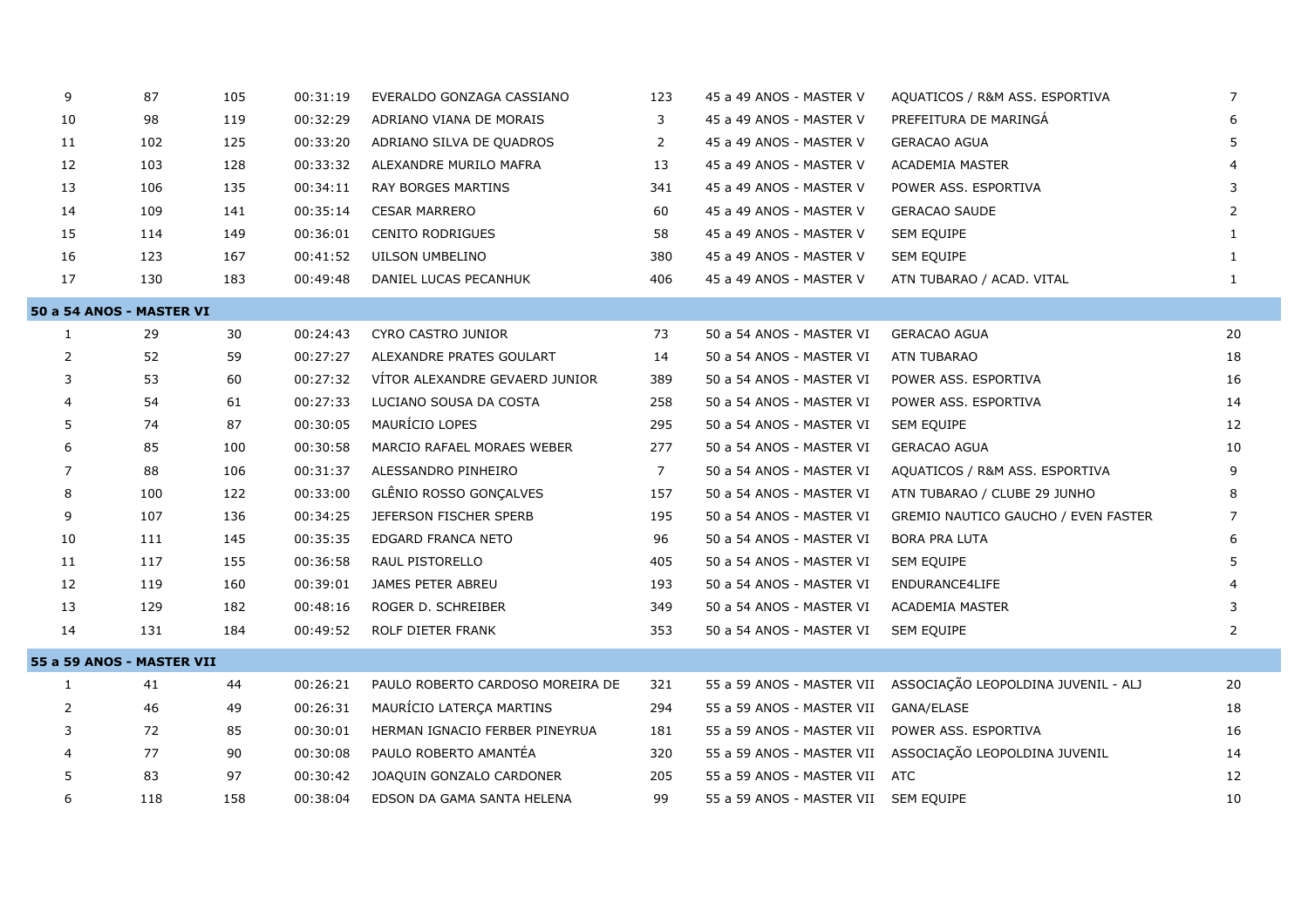| | | | | | | | | |
|---|---|---|---|---|---|---|---|---|
| 9 | 87 | 105 | 00:31:19 | EVERALDO GONZAGA CASSIANO | 123 | 45 a 49 ANOS - MASTER V | AQUATICOS / R&M ASS. ESPORTIVA | 7 |
| 10 | 98 | 119 | 00:32:29 | ADRIANO VIANA DE MORAIS | 3 | 45 a 49 ANOS - MASTER V | PREFEITURA DE MARINGÁ | 6 |
| 11 | 102 | 125 | 00:33:20 | ADRIANO SILVA DE QUADROS | 2 | 45 a 49 ANOS - MASTER V | GERACAO AGUA | 5 |
| 12 | 103 | 128 | 00:33:32 | ALEXANDRE MURILO MAFRA | 13 | 45 a 49 ANOS - MASTER V | ACADEMIA MASTER | 4 |
| 13 | 106 | 135 | 00:34:11 | RAY BORGES MARTINS | 341 | 45 a 49 ANOS - MASTER V | POWER ASS. ESPORTIVA | 3 |
| 14 | 109 | 141 | 00:35:14 | CESAR MARRERO | 60 | 45 a 49 ANOS - MASTER V | GERACAO SAUDE | 2 |
| 15 | 114 | 149 | 00:36:01 | CENITO RODRIGUES | 58 | 45 a 49 ANOS - MASTER V | SEM EQUIPE | 1 |
| 16 | 123 | 167 | 00:41:52 | UILSON UMBELINO | 380 | 45 a 49 ANOS - MASTER V | SEM EQUIPE | 1 |
| 17 | 130 | 183 | 00:49:48 | DANIEL LUCAS PECANHUK | 406 | 45 a 49 ANOS - MASTER V | ATN TUBARAO / ACAD. VITAL | 1 |
| **50 a 54 ANOS - MASTER VI** | | | | | | | | |
| 1 | 29 | 30 | 00:24:43 | CYRO CASTRO JUNIOR | 73 | 50 a 54 ANOS - MASTER VI | GERACAO AGUA | 20 |
| 2 | 52 | 59 | 00:27:27 | ALEXANDRE PRATES GOULART | 14 | 50 a 54 ANOS - MASTER VI | ATN TUBARAO | 18 |
| 3 | 53 | 60 | 00:27:32 | VÍTOR ALEXANDRE GEVAERD JUNIOR | 389 | 50 a 54 ANOS - MASTER VI | POWER ASS. ESPORTIVA | 16 |
| 4 | 54 | 61 | 00:27:33 | LUCIANO SOUSA DA COSTA | 258 | 50 a 54 ANOS - MASTER VI | POWER ASS. ESPORTIVA | 14 |
| 5 | 74 | 87 | 00:30:05 | MAURÍCIO LOPES | 295 | 50 a 54 ANOS - MASTER VI | SEM EQUIPE | 12 |
| 6 | 85 | 100 | 00:30:58 | MARCIO RAFAEL MORAES WEBER | 277 | 50 a 54 ANOS - MASTER VI | GERACAO AGUA | 10 |
| 7 | 88 | 106 | 00:31:37 | ALESSANDRO PINHEIRO | 7 | 50 a 54 ANOS - MASTER VI | AQUATICOS / R&M ASS. ESPORTIVA | 9 |
| 8 | 100 | 122 | 00:33:00 | GLÊNIO ROSSO GONÇALVES | 157 | 50 a 54 ANOS - MASTER VI | ATN TUBARAO / CLUBE 29 JUNHO | 8 |
| 9 | 107 | 136 | 00:34:25 | JEFERSON FISCHER SPERB | 195 | 50 a 54 ANOS - MASTER VI | GREMIO NAUTICO GAUCHO / EVEN FASTER | 7 |
| 10 | 111 | 145 | 00:35:35 | EDGARD FRANCA NETO | 96 | 50 a 54 ANOS - MASTER VI | BORA PRA LUTA | 6 |
| 11 | 117 | 155 | 00:36:58 | RAUL PISTORELLO | 405 | 50 a 54 ANOS - MASTER VI | SEM EQUIPE | 5 |
| 12 | 119 | 160 | 00:39:01 | JAMES PETER ABREU | 193 | 50 a 54 ANOS - MASTER VI | ENDURANCE4LIFE | 4 |
| 13 | 129 | 182 | 00:48:16 | ROGER D. SCHREIBER | 349 | 50 a 54 ANOS - MASTER VI | ACADEMIA MASTER | 3 |
| 14 | 131 | 184 | 00:49:52 | ROLF DIETER FRANK | 353 | 50 a 54 ANOS - MASTER VI | SEM EQUIPE | 2 |
| **55 a 59 ANOS - MASTER VII** | | | | | | | | |
| 1 | 41 | 44 | 00:26:21 | PAULO ROBERTO CARDOSO MOREIRA DE | 321 | 55 a 59 ANOS - MASTER VII | ASSOCIAÇÃO LEOPOLDINA JUVENIL - ALJ | 20 |
| 2 | 46 | 49 | 00:26:31 | MAURÍCIO LATERÇA MARTINS | 294 | 55 a 59 ANOS - MASTER VII | GANA/ELASE | 18 |
| 3 | 72 | 85 | 00:30:01 | HERMAN IGNACIO FERBER PINEYRUA | 181 | 55 a 59 ANOS - MASTER VII | POWER ASS. ESPORTIVA | 16 |
| 4 | 77 | 90 | 00:30:08 | PAULO ROBERTO AMANTÉA | 320 | 55 a 59 ANOS - MASTER VII | ASSOCIAÇÃO LEOPOLDINA JUVENIL | 14 |
| 5 | 83 | 97 | 00:30:42 | JOAQUIN GONZALO CARDONER | 205 | 55 a 59 ANOS - MASTER VII | ATC | 12 |
| 6 | 118 | 158 | 00:38:04 | EDSON DA GAMA SANTA HELENA | 99 | 55 a 59 ANOS - MASTER VII | SEM EQUIPE | 10 |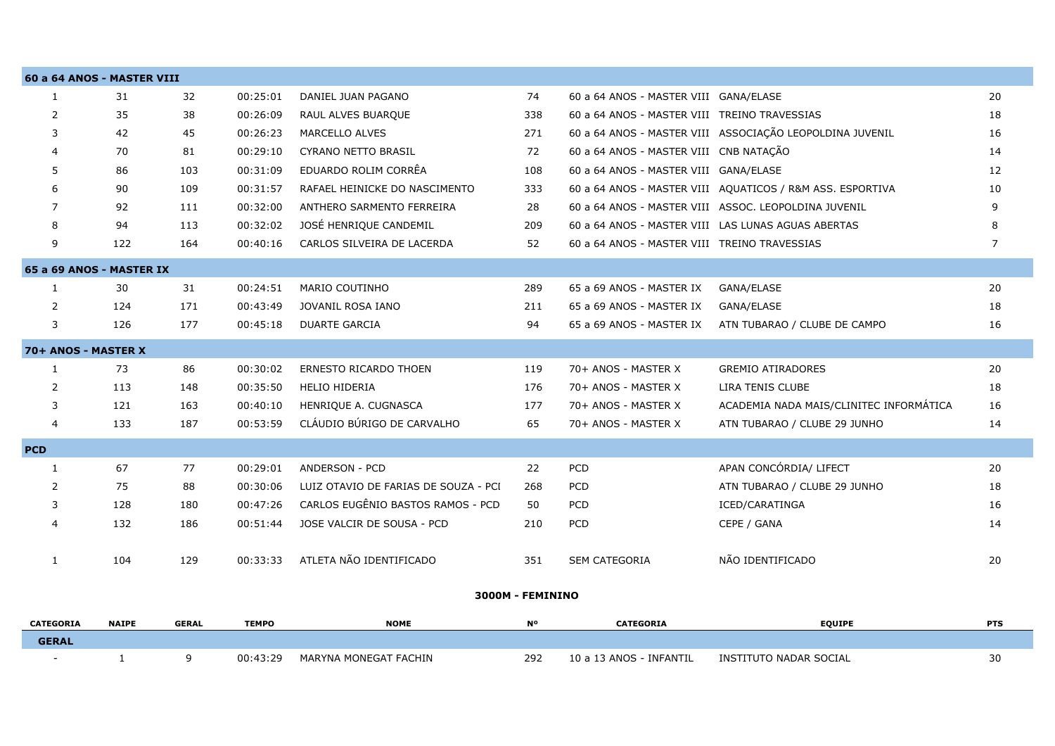| | | | | | | | | |
|---|---|---|---|---|---|---|---|---|
| **60 a 64 ANOS - MASTER VIII** | | | | | | | | |
| 1 | 31 | 32 | 00:25:01 | DANIEL JUAN PAGANO | 74 | 60 a 64 ANOS - MASTER VIII | GANA/ELASE | 20 |
| 2 | 35 | 38 | 00:26:09 | RAUL ALVES BUARQUE | 338 | 60 a 64 ANOS - MASTER VIII | TREINO TRAVESSIAS | 18 |
| 3 | 42 | 45 | 00:26:23 | MARCELLO ALVES | 271 | 60 a 64 ANOS - MASTER VIII | ASSOCIAÇÃO LEOPOLDINA JUVENIL | 16 |
| 4 | 70 | 81 | 00:29:10 | CYRANO NETTO BRASIL | 72 | 60 a 64 ANOS - MASTER VIII | CNB NATAÇÃO | 14 |
| 5 | 86 | 103 | 00:31:09 | EDUARDO ROLIM CORRÊA | 108 | 60 a 64 ANOS - MASTER VIII | GANA/ELASE | 12 |
| 6 | 90 | 109 | 00:31:57 | RAFAEL HEINICKE DO NASCIMENTO | 333 | 60 a 64 ANOS - MASTER VIII | AQUATICOS / R&M ASS. ESPORTIVA | 10 |
| 7 | 92 | 111 | 00:32:00 | ANTHERO SARMENTO FERREIRA | 28 | 60 a 64 ANOS - MASTER VIII | ASSOC. LEOPOLDINA JUVENIL | 9 |
| 8 | 94 | 113 | 00:32:02 | JOSÉ HENRIQUE CANDEMIL | 209 | 60 a 64 ANOS - MASTER VIII | LAS LUNAS AGUAS ABERTAS | 8 |
| 9 | 122 | 164 | 00:40:16 | CARLOS SILVEIRA DE LACERDA | 52 | 60 a 64 ANOS - MASTER VIII | TREINO TRAVESSIAS | 7 |
| **65 a 69 ANOS - MASTER IX** | | | | | | | | |
| 1 | 30 | 31 | 00:24:51 | MARIO COUTINHO | 289 | 65 a 69 ANOS - MASTER IX | GANA/ELASE | 20 |
| 2 | 124 | 171 | 00:43:49 | JOVANIL ROSA IANO | 211 | 65 a 69 ANOS - MASTER IX | GANA/ELASE | 18 |
| 3 | 126 | 177 | 00:45:18 | DUARTE GARCIA | 94 | 65 a 69 ANOS - MASTER IX | ATN TUBARAO / CLUBE DE CAMPO | 16 |
| **70+ ANOS - MASTER X** | | | | | | | | |
| 1 | 73 | 86 | 00:30:02 | ERNESTO RICARDO THOEN | 119 | 70+ ANOS - MASTER X | GREMIO ATIRADORES | 20 |
| 2 | 113 | 148 | 00:35:50 | HELIO HIDERIA | 176 | 70+ ANOS - MASTER X | LIRA TENIS CLUBE | 18 |
| 3 | 121 | 163 | 00:40:10 | HENRIQUE A. CUGNASCA | 177 | 70+ ANOS - MASTER X | ACADEMIA NADA MAIS/CLINITEC INFORMÁTICA | 16 |
| 4 | 133 | 187 | 00:53:59 | CLÁUDIO BÚRIGO DE CARVALHO | 65 | 70+ ANOS - MASTER X | ATN TUBARAO / CLUBE 29 JUNHO | 14 |
| **PCD** | | | | | | | | |
| 1 | 67 | 77 | 00:29:01 | ANDERSON - PCD | 22 | PCD | APAN CONCÓRDIA/ LIFECT | 20 |
| 2 | 75 | 88 | 00:30:06 | LUIZ OTAVIO DE FARIAS DE SOUZA - PCI | 268 | PCD | ATN TUBARAO / CLUBE 29 JUNHO | 18 |
| 3 | 128 | 180 | 00:47:26 | CARLOS EUGÊNIO BASTOS RAMOS - PCD | 50 | PCD | ICED/CARATINGA | 16 |
| 4 | 132 | 186 | 00:51:44 | JOSE VALCIR DE SOUSA - PCD | 210 | PCD | CEPE / GANA | 14 |
| 1 | 104 | 129 | 00:33:33 | ATLETA NÃO IDENTIFICADO | 351 | SEM CATEGORIA | NÃO IDENTIFICADO | 20 |

## 3000M - FEMININO

| CATEGORIA | NAIPE | GERAL | TEMPO | NOME | Nº | CATEGORIA | EQUIPE | PTS |
|---|---|---|---|---|---|---|---|---|
| **GERAL** | | | | | | | | |
| - | 1 | 9 | 00:43:29 | MARYNA MONEGAT FACHIN | 292 | 10 a 13 ANOS - INFANTIL | INSTITUTO NADAR SOCIAL | 30 |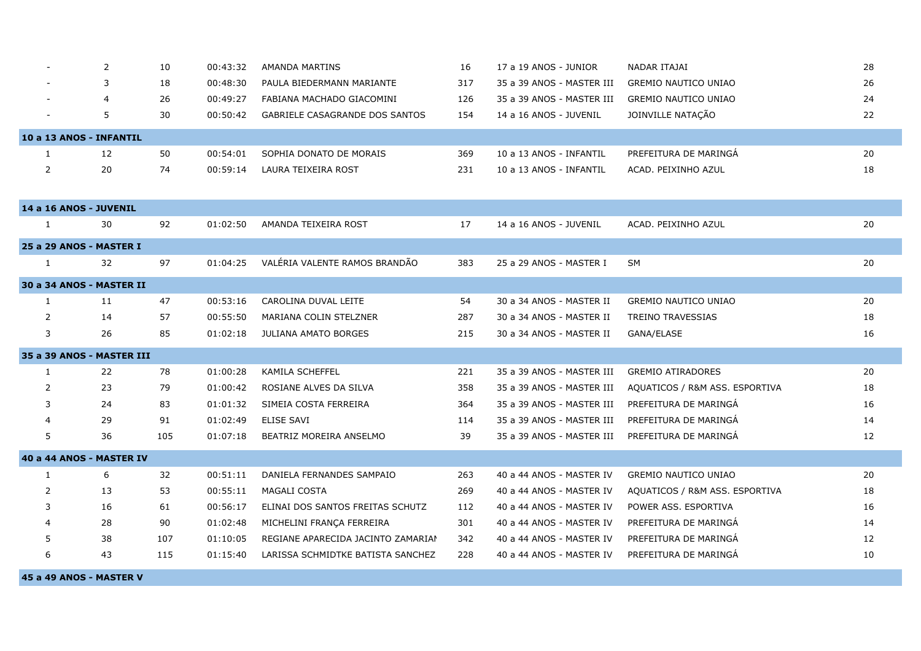| | | | | | | | | |
|---|---|---|---|---|---|---|---|---|
| - | 2 | 10 | 00:43:32 | AMANDA MARTINS | 16 | 17 a 19 ANOS - JUNIOR | NADAR ITAJAI | 28 |
| - | 3 | 18 | 00:48:30 | PAULA BIEDERMANN MARIANTE | 317 | 35 a 39 ANOS - MASTER III | GREMIO NAUTICO UNIAO | 26 |
| - | 4 | 26 | 00:49:27 | FABIANA MACHADO GIACOMINI | 126 | 35 a 39 ANOS - MASTER III | GREMIO NAUTICO UNIAO | 24 |
| - | 5 | 30 | 00:50:42 | GABRIELE CASAGRANDE DOS SANTOS | 154 | 14 a 16 ANOS - JUVENIL | JOINVILLE NATAÇÃO | 22 |
| **10 a 13 ANOS - INFANTIL** | | | | | | | | |
| 1 | 12 | 50 | 00:54:01 | SOPHIA DONATO DE MORAIS | 369 | 10 a 13 ANOS - INFANTIL | PREFEITURA DE MARINGÁ | 20 |
| 2 | 20 | 74 | 00:59:14 | LAURA TEIXEIRA ROST | 231 | 10 a 13 ANOS - INFANTIL | ACAD. PEIXINHO AZUL | 18 |
| **14 a 16 ANOS - JUVENIL** | | | | | | | | |
| 1 | 30 | 92 | 01:02:50 | AMANDA TEIXEIRA ROST | 17 | 14 a 16 ANOS - JUVENIL | ACAD. PEIXINHO AZUL | 20 |
| **25 a 29 ANOS - MASTER I** | | | | | | | | |
| 1 | 32 | 97 | 01:04:25 | VALÉRIA VALENTE RAMOS BRANDÃO | 383 | 25 a 29 ANOS - MASTER I | SM | 20 |
| **30 a 34 ANOS - MASTER II** | | | | | | | | |
| 1 | 11 | 47 | 00:53:16 | CAROLINA DUVAL LEITE | 54 | 30 a 34 ANOS - MASTER II | GREMIO NAUTICO UNIAO | 20 |
| 2 | 14 | 57 | 00:55:50 | MARIANA COLIN STELZNER | 287 | 30 a 34 ANOS - MASTER II | TREINO TRAVESSIAS | 18 |
| 3 | 26 | 85 | 01:02:18 | JULIANA AMATO BORGES | 215 | 30 a 34 ANOS - MASTER II | GANA/ELASE | 16 |
| **35 a 39 ANOS - MASTER III** | | | | | | | | |
| 1 | 22 | 78 | 01:00:28 | KAMILA SCHEFFEL | 221 | 35 a 39 ANOS - MASTER III | GREMIO ATIRADORES | 20 |
| 2 | 23 | 79 | 01:00:42 | ROSIANE ALVES DA SILVA | 358 | 35 a 39 ANOS - MASTER III | AQUATICOS / R&M ASS. ESPORTIVA | 18 |
| 3 | 24 | 83 | 01:01:32 | SIMEIA COSTA FERREIRA | 364 | 35 a 39 ANOS - MASTER III | PREFEITURA DE MARINGÁ | 16 |
| 4 | 29 | 91 | 01:02:49 | ELISE SAVI | 114 | 35 a 39 ANOS - MASTER III | PREFEITURA DE MARINGÁ | 14 |
| 5 | 36 | 105 | 01:07:18 | BEATRIZ MOREIRA ANSELMO | 39 | 35 a 39 ANOS - MASTER III | PREFEITURA DE MARINGÁ | 12 |
| **40 a 44 ANOS - MASTER IV** | | | | | | | | |
| 1 | 6 | 32 | 00:51:11 | DANIELA FERNANDES SAMPAIO | 263 | 40 a 44 ANOS - MASTER IV | GREMIO NAUTICO UNIAO | 20 |
| 2 | 13 | 53 | 00:55:11 | MAGALI COSTA | 269 | 40 a 44 ANOS - MASTER IV | AQUATICOS / R&M ASS. ESPORTIVA | 18 |
| 3 | 16 | 61 | 00:56:17 | ELINAI DOS SANTOS FREITAS SCHUTZ | 112 | 40 a 44 ANOS - MASTER IV | POWER ASS. ESPORTIVA | 16 |
| 4 | 28 | 90 | 01:02:48 | MICHELINI FRANÇA FERREIRA | 301 | 40 a 44 ANOS - MASTER IV | PREFEITURA DE MARINGÁ | 14 |
| 5 | 38 | 107 | 01:10:05 | REGIANE APARECIDA JACINTO ZAMARIAN | 342 | 40 a 44 ANOS - MASTER IV | PREFEITURA DE MARINGÁ | 12 |
| 6 | 43 | 115 | 01:15:40 | LARISSA SCHMIDTKE BATISTA SANCHEZ | 228 | 40 a 44 ANOS - MASTER IV | PREFEITURA DE MARINGÁ | 10 |
| **45 a 49 ANOS - MASTER V** | | | | | | | | |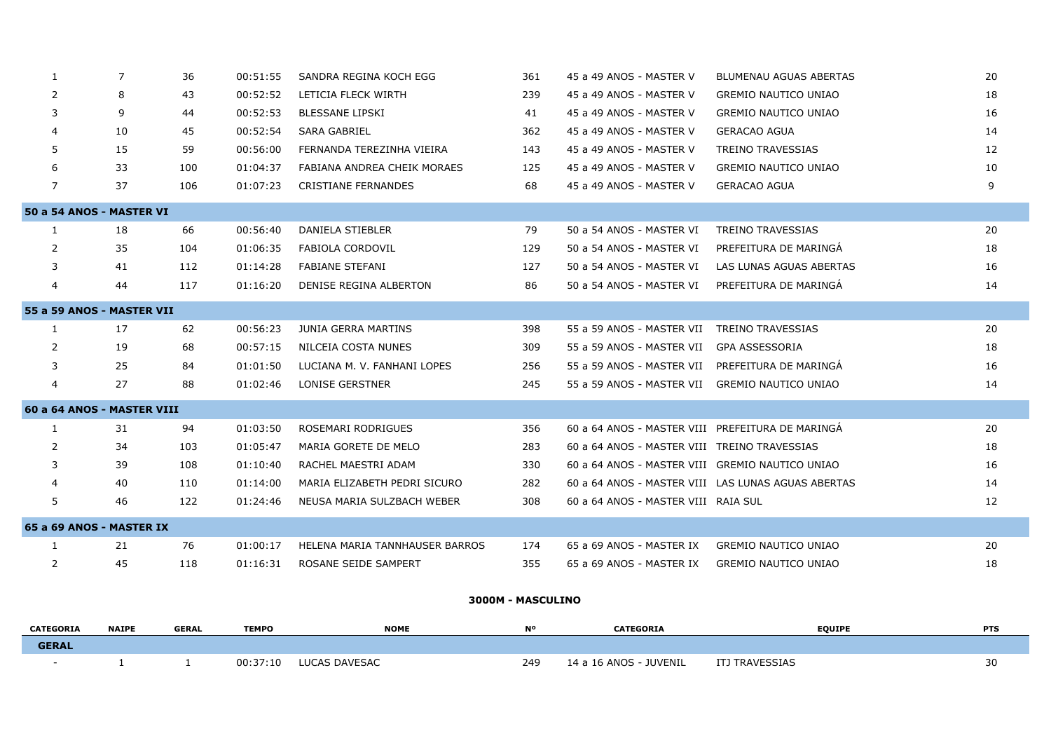| | | | | | | | | |
|---|---|---|---|---|---|---|---|---|
| 1 | 7 | 36 | 00:51:55 | SANDRA REGINA KOCH EGG | 361 | 45 a 49 ANOS - MASTER V | BLUMENAU AGUAS ABERTAS | 20 |
| 2 | 8 | 43 | 00:52:52 | LETICIA FLECK WIRTH | 239 | 45 a 49 ANOS - MASTER V | GREMIO NAUTICO UNIAO | 18 |
| 3 | 9 | 44 | 00:52:53 | BLESSANE LIPSKI | 41 | 45 a 49 ANOS - MASTER V | GREMIO NAUTICO UNIAO | 16 |
| 4 | 10 | 45 | 00:52:54 | SARA GABRIEL | 362 | 45 a 49 ANOS - MASTER V | GERACAO AGUA | 14 |
| 5 | 15 | 59 | 00:56:00 | FERNANDA TEREZINHA VIEIRA | 143 | 45 a 49 ANOS - MASTER V | TREINO TRAVESSIAS | 12 |
| 6 | 33 | 100 | 01:04:37 | FABIANA ANDREA CHEIK MORAES | 125 | 45 a 49 ANOS - MASTER V | GREMIO NAUTICO UNIAO | 10 |
| 7 | 37 | 106 | 01:07:23 | CRISTIANE FERNANDES | 68 | 45 a 49 ANOS - MASTER V | GERACAO AGUA | 9 |
| **50 a 54 ANOS - MASTER VI** | | | | | | | | |
| 1 | 18 | 66 | 00:56:40 | DANIELA STIEBLER | 79 | 50 a 54 ANOS - MASTER VI | TREINO TRAVESSIAS | 20 |
| 2 | 35 | 104 | 01:06:35 | FABIOLA CORDOVIL | 129 | 50 a 54 ANOS - MASTER VI | PREFEITURA DE MARINGÁ | 18 |
| 3 | 41 | 112 | 01:14:28 | FABIANE STEFANI | 127 | 50 a 54 ANOS - MASTER VI | LAS LUNAS AGUAS ABERTAS | 16 |
| 4 | 44 | 117 | 01:16:20 | DENISE REGINA ALBERTON | 86 | 50 a 54 ANOS - MASTER VI | PREFEITURA DE MARINGÁ | 14 |
| **55 a 59 ANOS - MASTER VII** | | | | | | | | |
| 1 | 17 | 62 | 00:56:23 | JUNIA GERRA MARTINS | 398 | 55 a 59 ANOS - MASTER VII | TREINO TRAVESSIAS | 20 |
| 2 | 19 | 68 | 00:57:15 | NILCEIA COSTA NUNES | 309 | 55 a 59 ANOS - MASTER VII | GPA ASSESSORIA | 18 |
| 3 | 25 | 84 | 01:01:50 | LUCIANA M. V. FANHANI LOPES | 256 | 55 a 59 ANOS - MASTER VII | PREFEITURA DE MARINGÁ | 16 |
| 4 | 27 | 88 | 01:02:46 | LONISE GERSTNER | 245 | 55 a 59 ANOS - MASTER VII | GREMIO NAUTICO UNIAO | 14 |
| **60 a 64 ANOS - MASTER VIII** | | | | | | | | |
| 1 | 31 | 94 | 01:03:50 | ROSEMARI RODRIGUES | 356 | 60 a 64 ANOS - MASTER VIII | PREFEITURA DE MARINGÁ | 20 |
| 2 | 34 | 103 | 01:05:47 | MARIA GORETE DE MELO | 283 | 60 a 64 ANOS - MASTER VIII | TREINO TRAVESSIAS | 18 |
| 3 | 39 | 108 | 01:10:40 | RACHEL MAESTRI ADAM | 330 | 60 a 64 ANOS - MASTER VIII | GREMIO NAUTICO UNIAO | 16 |
| 4 | 40 | 110 | 01:14:00 | MARIA ELIZABETH PEDRI SICURO | 282 | 60 a 64 ANOS - MASTER VIII | LAS LUNAS AGUAS ABERTAS | 14 |
| 5 | 46 | 122 | 01:24:46 | NEUSA MARIA SULZBACH WEBER | 308 | 60 a 64 ANOS - MASTER VIII | RAIA SUL | 12 |
| **65 a 69 ANOS - MASTER IX** | | | | | | | | |
| 1 | 21 | 76 | 01:00:17 | HELENA MARIA TANNHAUSER BARROS | 174 | 65 a 69 ANOS - MASTER IX | GREMIO NAUTICO UNIAO | 20 |
| 2 | 45 | 118 | 01:16:31 | ROSANE SEIDE SAMPERT | 355 | 65 a 69 ANOS - MASTER IX | GREMIO NAUTICO UNIAO | 18 |

## 3000M - MASCULINO

| CATEGORIA | NAIPE | GERAL | TEMPO | NOME | Nº | CATEGORIA | EQUIPE | PTS |
|---|---|---|---|---|---|---|---|---|
| **GERAL** | | | | | | | | |
| - | 1 | 1 | 00:37:10 | LUCAS DAVESAC | 249 | 14 a 16 ANOS - JUVENIL | ITJ TRAVESSIAS | 30 |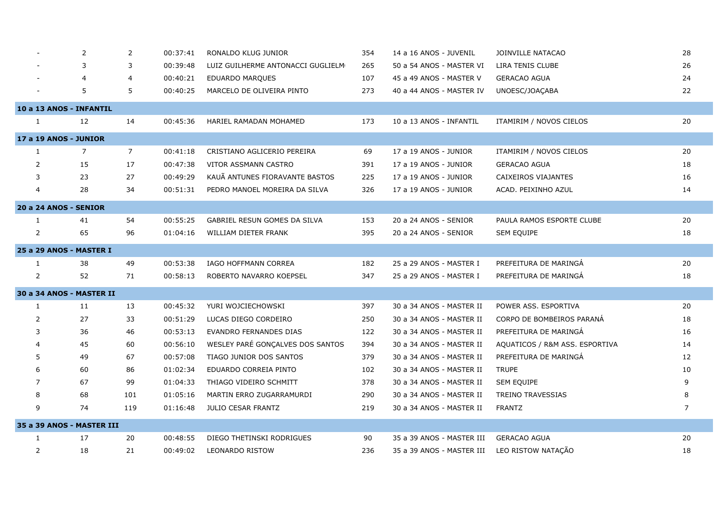| | | | | | | | | |
|---|---|---|---|---|---|---|---|---|
| - | 2 | 2 | 00:37:41 | RONALDO KLUG JUNIOR | 354 | 14 a 16 ANOS - JUVENIL | JOINVILLE NATACAO | 28 |
| - | 3 | 3 | 00:39:48 | LUIZ GUILHERME ANTONACCI GUGLIELM | 265 | 50 a 54 ANOS - MASTER VI | LIRA TENIS CLUBE | 26 |
| - | 4 | 4 | 00:40:21 | EDUARDO MARQUES | 107 | 45 a 49 ANOS - MASTER V | GERACAO AGUA | 24 |
| - | 5 | 5 | 00:40:25 | MARCELO DE OLIVEIRA PINTO | 273 | 40 a 44 ANOS - MASTER IV | UNOESC/JOAÇABA | 22 |
| **10 a 13 ANOS - INFANTIL** | | | | | | | | |
| 1 | 12 | 14 | 00:45:36 | HARIEL RAMADAN MOHAMED | 173 | 10 a 13 ANOS - INFANTIL | ITAMIRIM / NOVOS CIELOS | 20 |
| **17 a 19 ANOS - JUNIOR** | | | | | | | | |
| 1 | 7 | 7 | 00:41:18 | CRISTIANO AGLICERIO PEREIRA | 69 | 17 a 19 ANOS - JUNIOR | ITAMIRIM / NOVOS CIELOS | 20 |
| 2 | 15 | 17 | 00:47:38 | VITOR ASSMANN CASTRO | 391 | 17 a 19 ANOS - JUNIOR | GERACAO AGUA | 18 |
| 3 | 23 | 27 | 00:49:29 | KAUÃ ANTUNES FIORAVANTE BASTOS | 225 | 17 a 19 ANOS - JUNIOR | CAIXEIROS VIAJANTES | 16 |
| 4 | 28 | 34 | 00:51:31 | PEDRO MANOEL MOREIRA DA SILVA | 326 | 17 a 19 ANOS - JUNIOR | ACAD. PEIXINHO AZUL | 14 |
| **20 a 24 ANOS - SENIOR** | | | | | | | | |
| 1 | 41 | 54 | 00:55:25 | GABRIEL RESUN GOMES DA SILVA | 153 | 20 a 24 ANOS - SENIOR | PAULA RAMOS ESPORTE CLUBE | 20 |
| 2 | 65 | 96 | 01:04:16 | WILLIAM DIETER FRANK | 395 | 20 a 24 ANOS - SENIOR | SEM EQUIPE | 18 |
| **25 a 29 ANOS - MASTER I** | | | | | | | | |
| 1 | 38 | 49 | 00:53:38 | IAGO HOFFMANN CORREA | 182 | 25 a 29 ANOS - MASTER I | PREFEITURA DE MARINGÁ | 20 |
| 2 | 52 | 71 | 00:58:13 | ROBERTO NAVARRO KOEPSEL | 347 | 25 a 29 ANOS - MASTER I | PREFEITURA DE MARINGÁ | 18 |
| **30 a 34 ANOS - MASTER II** | | | | | | | | |
| 1 | 11 | 13 | 00:45:32 | YURI WOJCIECHOWSKI | 397 | 30 a 34 ANOS - MASTER II | POWER ASS. ESPORTIVA | 20 |
| 2 | 27 | 33 | 00:51:29 | LUCAS DIEGO CORDEIRO | 250 | 30 a 34 ANOS - MASTER II | CORPO DE BOMBEIROS PARANÁ | 18 |
| 3 | 36 | 46 | 00:53:13 | EVANDRO FERNANDES DIAS | 122 | 30 a 34 ANOS - MASTER II | PREFEITURA DE MARINGÁ | 16 |
| 4 | 45 | 60 | 00:56:10 | WESLEY PARÉ GONÇALVES DOS SANTOS | 394 | 30 a 34 ANOS - MASTER II | AQUATICOS / R&M ASS. ESPORTIVA | 14 |
| 5 | 49 | 67 | 00:57:08 | TIAGO JUNIOR DOS SANTOS | 379 | 30 a 34 ANOS - MASTER II | PREFEITURA DE MARINGÁ | 12 |
| 6 | 60 | 86 | 01:02:34 | EDUARDO CORREIA PINTO | 102 | 30 a 34 ANOS - MASTER II | TRUPE | 10 |
| 7 | 67 | 99 | 01:04:33 | THIAGO VIDEIRO SCHMITT | 378 | 30 a 34 ANOS - MASTER II | SEM EQUIPE | 9 |
| 8 | 68 | 101 | 01:05:16 | MARTIN ERRO ZUGARRAMURDI | 290 | 30 a 34 ANOS - MASTER II | TREINO TRAVESSIAS | 8 |
| 9 | 74 | 119 | 01:16:48 | JULIO CESAR FRANTZ | 219 | 30 a 34 ANOS - MASTER II | FRANTZ | 7 |
| **35 a 39 ANOS - MASTER III** | | | | | | | | |
| 1 | 17 | 20 | 00:48:55 | DIEGO THETINSKI RODRIGUES | 90 | 35 a 39 ANOS - MASTER III | GERACAO AGUA | 20 |
| 2 | 18 | 21 | 00:49:02 | LEONARDO RISTOW | 236 | 35 a 39 ANOS - MASTER III | LEO RISTOW NATAÇÃO | 18 |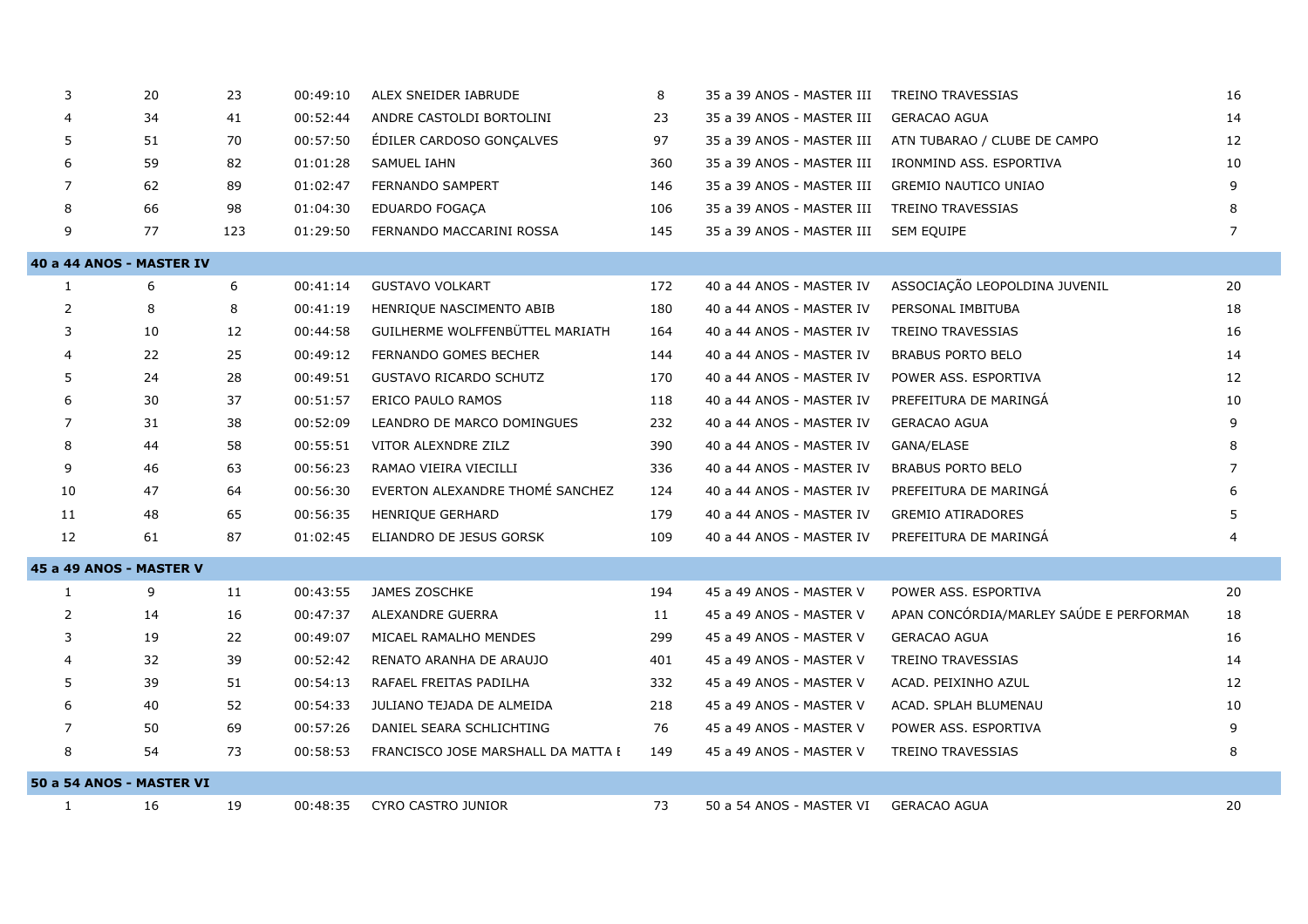| | | | | | | | | |
|---|---|---|---|---|---|---|---|---|
| 3 | 20 | 23 | 00:49:10 | ALEX SNEIDER IABRUDE | 8 | 35 a 39 ANOS - MASTER III | TREINO TRAVESSIAS | 16 |
| 4 | 34 | 41 | 00:52:44 | ANDRE CASTOLDI BORTOLINI | 23 | 35 a 39 ANOS - MASTER III | GERACAO AGUA | 14 |
| 5 | 51 | 70 | 00:57:50 | ÉDILER CARDOSO GONÇALVES | 97 | 35 a 39 ANOS - MASTER III | ATN TUBARAO / CLUBE DE CAMPO | 12 |
| 6 | 59 | 82 | 01:01:28 | SAMUEL IAHN | 360 | 35 a 39 ANOS - MASTER III | IRONMIND ASS. ESPORTIVA | 10 |
| 7 | 62 | 89 | 01:02:47 | FERNANDO SAMPERT | 146 | 35 a 39 ANOS - MASTER III | GREMIO NAUTICO UNIAO | 9 |
| 8 | 66 | 98 | 01:04:30 | EDUARDO FOGAÇA | 106 | 35 a 39 ANOS - MASTER III | TREINO TRAVESSIAS | 8 |
| 9 | 77 | 123 | 01:29:50 | FERNANDO MACCARINI ROSSA | 145 | 35 a 39 ANOS - MASTER III | SEM EQUIPE | 7 |
| **40 a 44 ANOS - MASTER IV** | | | | | | | | |
| 1 | 6 | 6 | 00:41:14 | GUSTAVO VOLKART | 172 | 40 a 44 ANOS - MASTER IV | ASSOCIAÇÃO LEOPOLDINA JUVENIL | 20 |
| 2 | 8 | 8 | 00:41:19 | HENRIQUE NASCIMENTO ABIB | 180 | 40 a 44 ANOS - MASTER IV | PERSONAL IMBITUBA | 18 |
| 3 | 10 | 12 | 00:44:58 | GUILHERME WOLFFENBÜTTEL MARIATH | 164 | 40 a 44 ANOS - MASTER IV | TREINO TRAVESSIAS | 16 |
| 4 | 22 | 25 | 00:49:12 | FERNANDO GOMES BECHER | 144 | 40 a 44 ANOS - MASTER IV | BRABUS PORTO BELO | 14 |
| 5 | 24 | 28 | 00:49:51 | GUSTAVO RICARDO SCHUTZ | 170 | 40 a 44 ANOS - MASTER IV | POWER ASS. ESPORTIVA | 12 |
| 6 | 30 | 37 | 00:51:57 | ERICO PAULO RAMOS | 118 | 40 a 44 ANOS - MASTER IV | PREFEITURA DE MARINGÁ | 10 |
| 7 | 31 | 38 | 00:52:09 | LEANDRO DE MARCO DOMINGUES | 232 | 40 a 44 ANOS - MASTER IV | GERACAO AGUA | 9 |
| 8 | 44 | 58 | 00:55:51 | VITOR ALEXNDRE ZILZ | 390 | 40 a 44 ANOS - MASTER IV | GANA/ELASE | 8 |
| 9 | 46 | 63 | 00:56:23 | RAMAO VIEIRA VIECILLI | 336 | 40 a 44 ANOS - MASTER IV | BRABUS PORTO BELO | 7 |
| 10 | 47 | 64 | 00:56:30 | EVERTON ALEXANDRE THOMÉ SANCHEZ | 124 | 40 a 44 ANOS - MASTER IV | PREFEITURA DE MARINGÁ | 6 |
| 11 | 48 | 65 | 00:56:35 | HENRIQUE GERHARD | 179 | 40 a 44 ANOS - MASTER IV | GREMIO ATIRADORES | 5 |
| 12 | 61 | 87 | 01:02:45 | ELIANDRO DE JESUS GORSK | 109 | 40 a 44 ANOS - MASTER IV | PREFEITURA DE MARINGÁ | 4 |
| **45 a 49 ANOS - MASTER V** | | | | | | | | |
| 1 | 9 | 11 | 00:43:55 | JAMES ZOSCHKE | 194 | 45 a 49 ANOS - MASTER V | POWER ASS. ESPORTIVA | 20 |
| 2 | 14 | 16 | 00:47:37 | ALEXANDRE GUERRA | 11 | 45 a 49 ANOS - MASTER V | APAN CONCÓRDIA/MARLEY SAÚDE E PERFORMAN | 18 |
| 3 | 19 | 22 | 00:49:07 | MICAEL RAMALHO MENDES | 299 | 45 a 49 ANOS - MASTER V | GERACAO AGUA | 16 |
| 4 | 32 | 39 | 00:52:42 | RENATO ARANHA DE ARAUJO | 401 | 45 a 49 ANOS - MASTER V | TREINO TRAVESSIAS | 14 |
| 5 | 39 | 51 | 00:54:13 | RAFAEL FREITAS PADILHA | 332 | 45 a 49 ANOS - MASTER V | ACAD. PEIXINHO AZUL | 12 |
| 6 | 40 | 52 | 00:54:33 | JULIANO TEJADA DE ALMEIDA | 218 | 45 a 49 ANOS - MASTER V | ACAD. SPLAH BLUMENAU | 10 |
| 7 | 50 | 69 | 00:57:26 | DANIEL SEARA SCHLICHTING | 76 | 45 a 49 ANOS - MASTER V | POWER ASS. ESPORTIVA | 9 |
| 8 | 54 | 73 | 00:58:53 | FRANCISCO JOSE MARSHALL DA MATTA I | 149 | 45 a 49 ANOS - MASTER V | TREINO TRAVESSIAS | 8 |
| **50 a 54 ANOS - MASTER VI** | | | | | | | | |
| 1 | 16 | 19 | 00:48:35 | CYRO CASTRO JUNIOR | 73 | 50 a 54 ANOS - MASTER VI | GERACAO AGUA | 20 |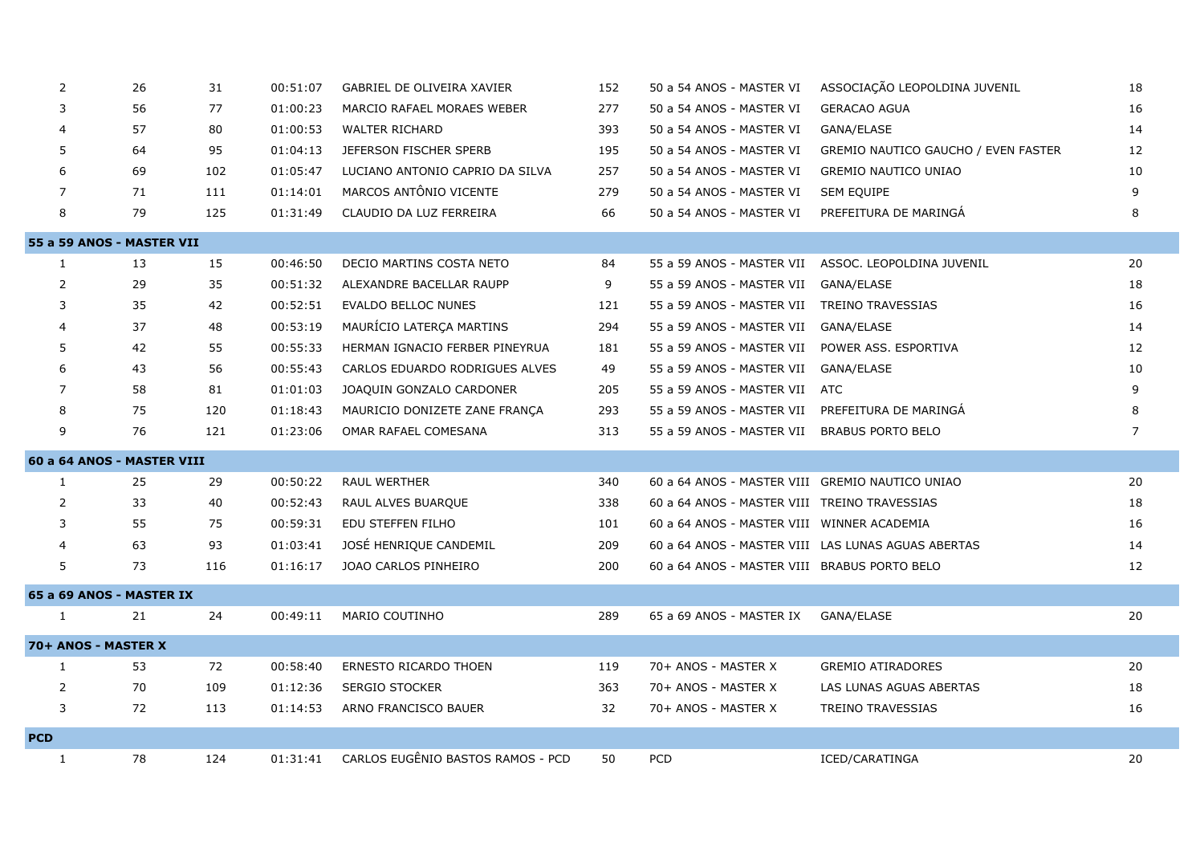| | | | | | | | | |
|---|---|---|---|---|---|---|---|---|
| 2 | 26 | 31 | 00:51:07 | GABRIEL DE OLIVEIRA XAVIER | 152 | 50 a 54 ANOS - MASTER VI | ASSOCIAÇÃO LEOPOLDINA JUVENIL | 18 |
| 3 | 56 | 77 | 01:00:23 | MARCIO RAFAEL MORAES WEBER | 277 | 50 a 54 ANOS - MASTER VI | GERACAO AGUA | 16 |
| 4 | 57 | 80 | 01:00:53 | WALTER RICHARD | 393 | 50 a 54 ANOS - MASTER VI | GANA/ELASE | 14 |
| 5 | 64 | 95 | 01:04:13 | JEFERSON FISCHER SPERB | 195 | 50 a 54 ANOS - MASTER VI | GREMIO NAUTICO GAUCHO / EVEN FASTER | 12 |
| 6 | 69 | 102 | 01:05:47 | LUCIANO ANTONIO CAPRIO DA SILVA | 257 | 50 a 54 ANOS - MASTER VI | GREMIO NAUTICO UNIAO | 10 |
| 7 | 71 | 111 | 01:14:01 | MARCOS ANTÔNIO VICENTE | 279 | 50 a 54 ANOS - MASTER VI | SEM EQUIPE | 9 |
| 8 | 79 | 125 | 01:31:49 | CLAUDIO DA LUZ FERREIRA | 66 | 50 a 54 ANOS - MASTER VI | PREFEITURA DE MARINGÁ | 8 |
| **55 a 59 ANOS - MASTER VII** | | | | | | | | |
| 1 | 13 | 15 | 00:46:50 | DECIO MARTINS COSTA NETO | 84 | 55 a 59 ANOS - MASTER VII | ASSOC. LEOPOLDINA JUVENIL | 20 |
| 2 | 29 | 35 | 00:51:32 | ALEXANDRE BACELLAR RAUPP | 9 | 55 a 59 ANOS - MASTER VII | GANA/ELASE | 18 |
| 3 | 35 | 42 | 00:52:51 | EVALDO BELLOC NUNES | 121 | 55 a 59 ANOS - MASTER VII | TREINO TRAVESSIAS | 16 |
| 4 | 37 | 48 | 00:53:19 | MAURÍCIO LATERÇA MARTINS | 294 | 55 a 59 ANOS - MASTER VII | GANA/ELASE | 14 |
| 5 | 42 | 55 | 00:55:33 | HERMAN IGNACIO FERBER PINEYRUA | 181 | 55 a 59 ANOS - MASTER VII | POWER ASS. ESPORTIVA | 12 |
| 6 | 43 | 56 | 00:55:43 | CARLOS EDUARDO RODRIGUES ALVES | 49 | 55 a 59 ANOS - MASTER VII | GANA/ELASE | 10 |
| 7 | 58 | 81 | 01:01:03 | JOAQUIN GONZALO CARDONER | 205 | 55 a 59 ANOS - MASTER VII | ATC | 9 |
| 8 | 75 | 120 | 01:18:43 | MAURICIO DONIZETE ZANE FRANÇA | 293 | 55 a 59 ANOS - MASTER VII | PREFEITURA DE MARINGÁ | 8 |
| 9 | 76 | 121 | 01:23:06 | OMAR RAFAEL COMESANA | 313 | 55 a 59 ANOS - MASTER VII | BRABUS PORTO BELO | 7 |
| **60 a 64 ANOS - MASTER VIII** | | | | | | | | |
| 1 | 25 | 29 | 00:50:22 | RAUL WERTHER | 340 | 60 a 64 ANOS - MASTER VIII | GREMIO NAUTICO UNIAO | 20 |
| 2 | 33 | 40 | 00:52:43 | RAUL ALVES BUARQUE | 338 | 60 a 64 ANOS - MASTER VIII | TREINO TRAVESSIAS | 18 |
| 3 | 55 | 75 | 00:59:31 | EDU STEFFEN FILHO | 101 | 60 a 64 ANOS - MASTER VIII | WINNER ACADEMIA | 16 |
| 4 | 63 | 93 | 01:03:41 | JOSÉ HENRIQUE CANDEMIL | 209 | 60 a 64 ANOS - MASTER VIII | LAS LUNAS AGUAS ABERTAS | 14 |
| 5 | 73 | 116 | 01:16:17 | JOAO CARLOS PINHEIRO | 200 | 60 a 64 ANOS - MASTER VIII | BRABUS PORTO BELO | 12 |
| **65 a 69 ANOS - MASTER IX** | | | | | | | | |
| 1 | 21 | 24 | 00:49:11 | MARIO COUTINHO | 289 | 65 a 69 ANOS - MASTER IX | GANA/ELASE | 20 |
| **70+ ANOS - MASTER X** | | | | | | | | |
| 1 | 53 | 72 | 00:58:40 | ERNESTO RICARDO THOEN | 119 | 70+ ANOS - MASTER X | GREMIO ATIRADORES | 20 |
| 2 | 70 | 109 | 01:12:36 | SERGIO STOCKER | 363 | 70+ ANOS - MASTER X | LAS LUNAS AGUAS ABERTAS | 18 |
| 3 | 72 | 113 | 01:14:53 | ARNO FRANCISCO BAUER | 32 | 70+ ANOS - MASTER X | TREINO TRAVESSIAS | 16 |
| **PCD** | | | | | | | | |
| 1 | 78 | 124 | 01:31:41 | CARLOS EUGÊNIO BASTOS RAMOS - PCD | 50 | PCD | ICED/CARATINGA | 20 |